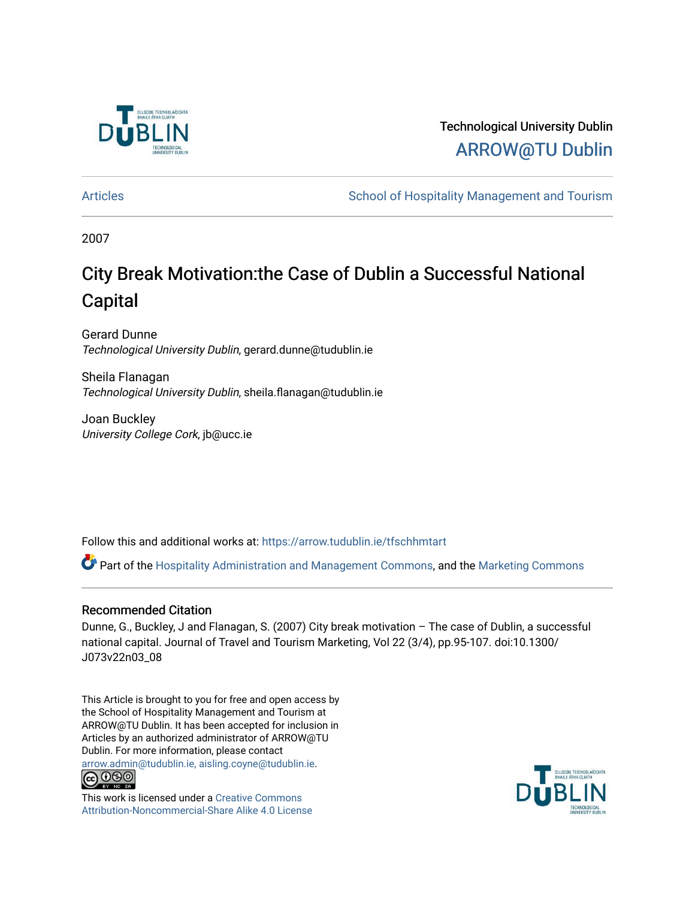Technological University Dublin

ARROW@TU Dublin

Articles | School of Hospitality Management and Tourism

2007

# City Break Motivation:the Case of Dublin a Successful National Capital

Gerard Dunne
*Technological University Dublin*, gerard.dunne@tudublin.ie

Sheila Flanagan
*Technological University Dublin*, sheila.flanagan@tudublin.ie

Joan Buckley
*University College Cork*, jb@ucc.ie

Follow this and additional works at: https://arrow.tudublin.ie/tfschhmtart

Part of the Hospitality Administration and Management Commons, and the Marketing Commons

## Recommended Citation

Dunne, G., Buckley, J and Flanagan, S. (2007) City break motivation – The case of Dublin, a successful national capital. Journal of Travel and Tourism Marketing, Vol 22 (3/4), pp.95-107. doi:10.1300/J073v22n03_08

This Article is brought to you for free and open access by the School of Hospitality Management and Tourism at ARROW@TU Dublin. It has been accepted for inclusion in Articles by an authorized administrator of ARROW@TU Dublin. For more information, please contact arrow.admin@tudublin.ie, aisling.coyne@tudublin.ie.

This work is licensed under a Creative Commons Attribution-Noncommercial-Share Alike 4.0 License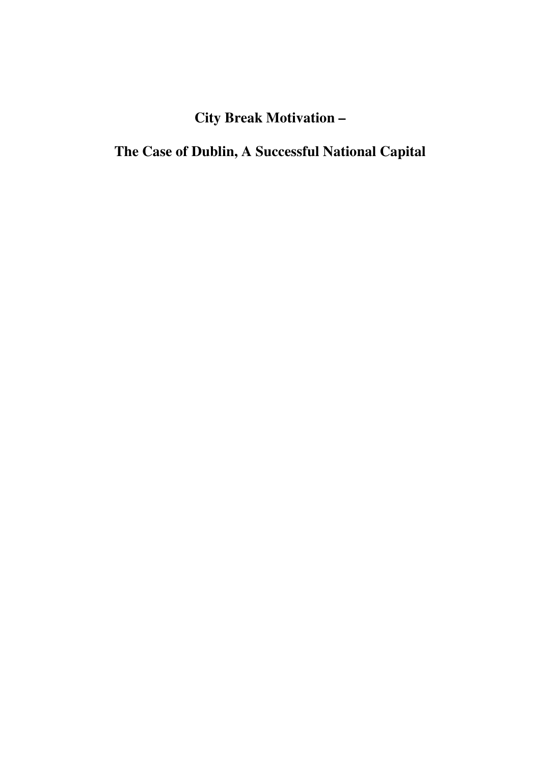# City Break Motivation –

# The Case of Dublin, A Successful National Capital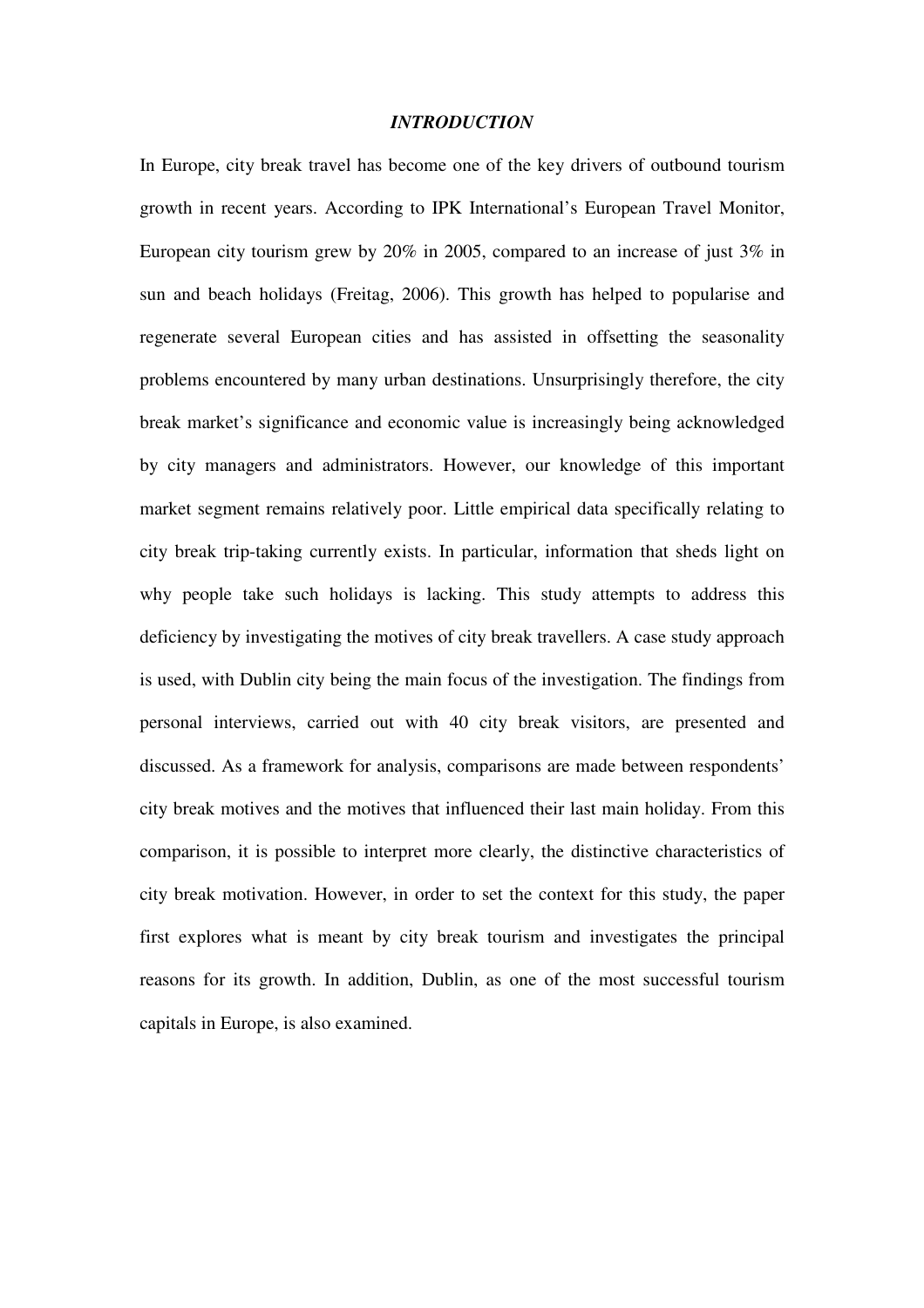## *INTRODUCTION*

In Europe, city break travel has become one of the key drivers of outbound tourism growth in recent years. According to IPK International's European Travel Monitor, European city tourism grew by 20% in 2005, compared to an increase of just 3% in sun and beach holidays (Freitag, 2006). This growth has helped to popularise and regenerate several European cities and has assisted in offsetting the seasonality problems encountered by many urban destinations. Unsurprisingly therefore, the city break market's significance and economic value is increasingly being acknowledged by city managers and administrators. However, our knowledge of this important market segment remains relatively poor. Little empirical data specifically relating to city break trip-taking currently exists. In particular, information that sheds light on why people take such holidays is lacking. This study attempts to address this deficiency by investigating the motives of city break travellers. A case study approach is used, with Dublin city being the main focus of the investigation. The findings from personal interviews, carried out with 40 city break visitors, are presented and discussed. As a framework for analysis, comparisons are made between respondents' city break motives and the motives that influenced their last main holiday. From this comparison, it is possible to interpret more clearly, the distinctive characteristics of city break motivation. However, in order to set the context for this study, the paper first explores what is meant by city break tourism and investigates the principal reasons for its growth. In addition, Dublin, as one of the most successful tourism capitals in Europe, is also examined.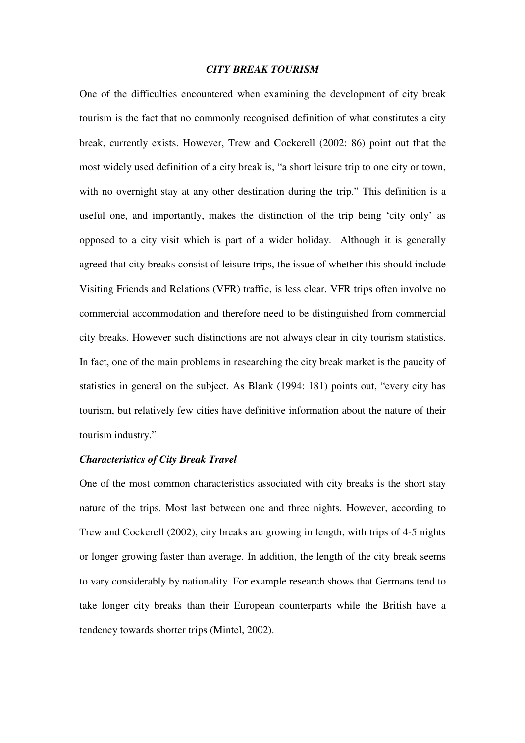## *CITY BREAK TOURISM*

One of the difficulties encountered when examining the development of city break tourism is the fact that no commonly recognised definition of what constitutes a city break, currently exists. However, Trew and Cockerell (2002: 86) point out that the most widely used definition of a city break is, "a short leisure trip to one city or town, with no overnight stay at any other destination during the trip." This definition is a useful one, and importantly, makes the distinction of the trip being 'city only' as opposed to a city visit which is part of a wider holiday. Although it is generally agreed that city breaks consist of leisure trips, the issue of whether this should include Visiting Friends and Relations (VFR) traffic, is less clear. VFR trips often involve no commercial accommodation and therefore need to be distinguished from commercial city breaks. However such distinctions are not always clear in city tourism statistics. In fact, one of the main problems in researching the city break market is the paucity of statistics in general on the subject. As Blank (1994: 181) points out, "every city has tourism, but relatively few cities have definitive information about the nature of their tourism industry."

### *Characteristics of City Break Travel*

One of the most common characteristics associated with city breaks is the short stay nature of the trips. Most last between one and three nights. However, according to Trew and Cockerell (2002), city breaks are growing in length, with trips of 4-5 nights or longer growing faster than average. In addition, the length of the city break seems to vary considerably by nationality. For example research shows that Germans tend to take longer city breaks than their European counterparts while the British have a tendency towards shorter trips (Mintel, 2002).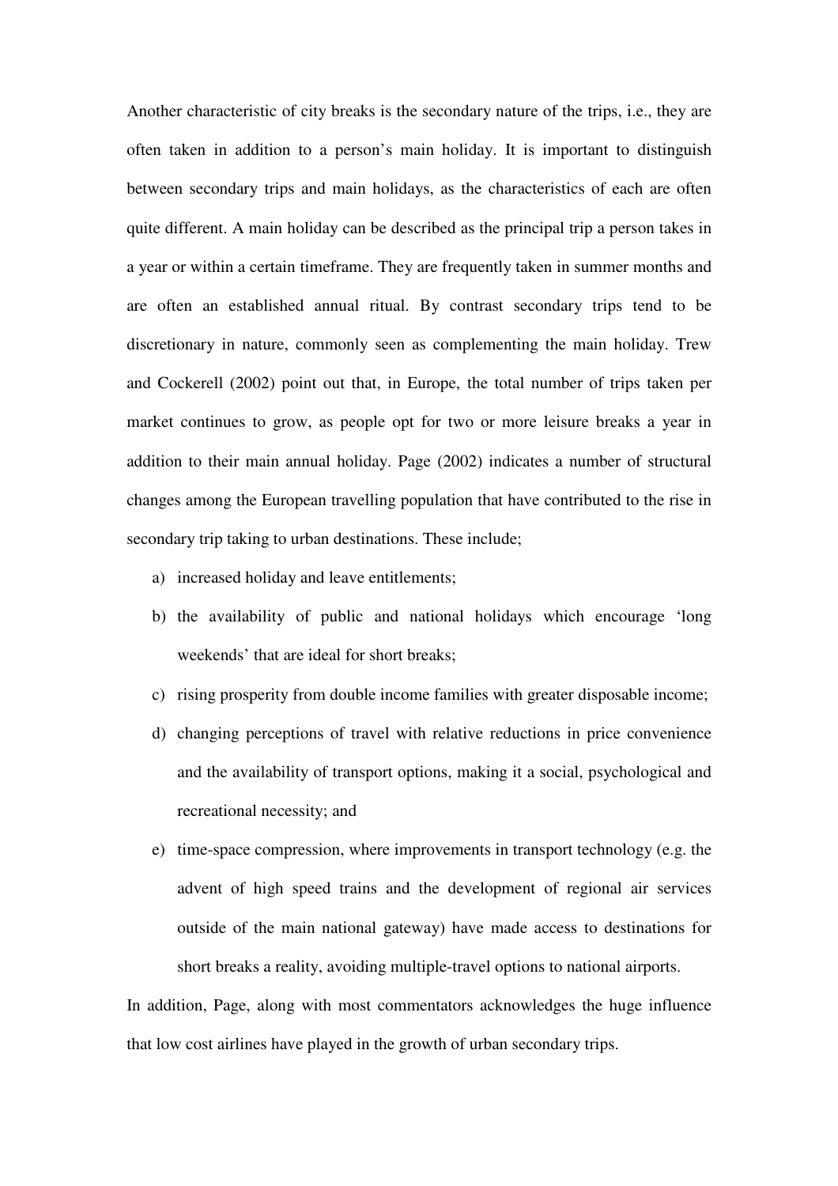Another characteristic of city breaks is the secondary nature of the trips, i.e., they are often taken in addition to a person's main holiday. It is important to distinguish between secondary trips and main holidays, as the characteristics of each are often quite different. A main holiday can be described as the principal trip a person takes in a year or within a certain timeframe. They are frequently taken in summer months and are often an established annual ritual. By contrast secondary trips tend to be discretionary in nature, commonly seen as complementing the main holiday. Trew and Cockerell (2002) point out that, in Europe, the total number of trips taken per market continues to grow, as people opt for two or more leisure breaks a year in addition to their main annual holiday. Page (2002) indicates a number of structural changes among the European travelling population that have contributed to the rise in secondary trip taking to urban destinations. These include;

a) increased holiday and leave entitlements;
b) the availability of public and national holidays which encourage 'long weekends' that are ideal for short breaks;
c) rising prosperity from double income families with greater disposable income;
d) changing perceptions of travel with relative reductions in price convenience and the availability of transport options, making it a social, psychological and recreational necessity; and
e) time-space compression, where improvements in transport technology (e.g. the advent of high speed trains and the development of regional air services outside of the main national gateway) have made access to destinations for short breaks a reality, avoiding multiple-travel options to national airports.

In addition, Page, along with most commentators acknowledges the huge influence that low cost airlines have played in the growth of urban secondary trips.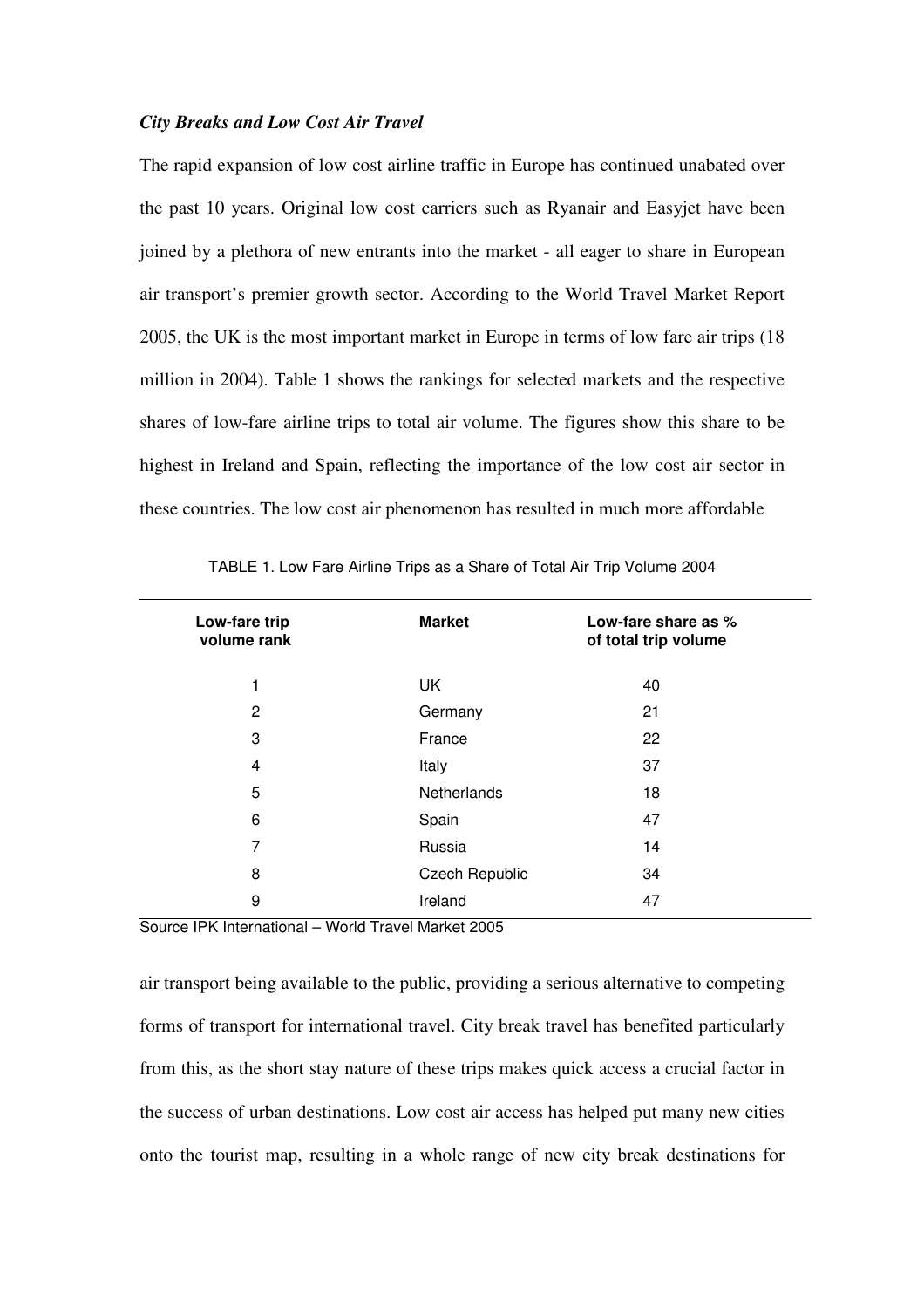*City Breaks and Low Cost Air Travel*

The rapid expansion of low cost airline traffic in Europe has continued unabated over the past 10 years. Original low cost carriers such as Ryanair and Easyjet have been joined by a plethora of new entrants into the market - all eager to share in European air transport's premier growth sector. According to the World Travel Market Report 2005, the UK is the most important market in Europe in terms of low fare air trips (18 million in 2004). Table 1 shows the rankings for selected markets and the respective shares of low-fare airline trips to total air volume. The figures show this share to be highest in Ireland and Spain, reflecting the importance of the low cost air sector in these countries. The low cost air phenomenon has resulted in much more affordable air transport being available to the public, providing a serious alternative to competing forms of transport for international travel. City break travel has benefited particularly from this, as the short stay nature of these trips makes quick access a crucial factor in the success of urban destinations. Low cost air access has helped put many new cities onto the tourist map, resulting in a whole range of new city break destinations for

TABLE 1. Low Fare Airline Trips as a Share of Total Air Trip Volume 2004

| Low-fare trip volume rank | Market | Low-fare share as % of total trip volume |
|---|---|---|
| 1 | UK | 40 |
| 2 | Germany | 21 |
| 3 | France | 22 |
| 4 | Italy | 37 |
| 5 | Netherlands | 18 |
| 6 | Spain | 47 |
| 7 | Russia | 14 |
| 8 | Czech Republic | 34 |
| 9 | Ireland | 47 |

Source IPK International – World Travel Market 2005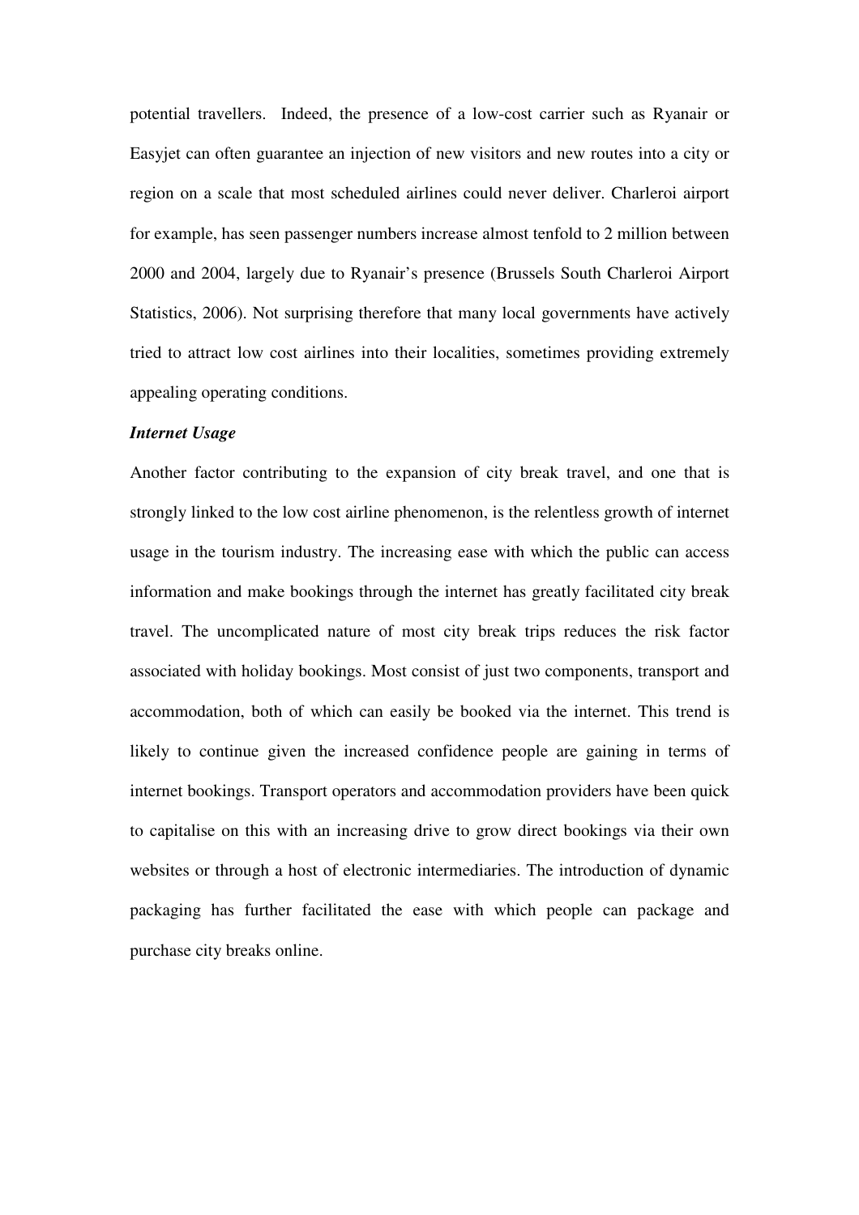potential travellers. Indeed, the presence of a low-cost carrier such as Ryanair or Easyjet can often guarantee an injection of new visitors and new routes into a city or region on a scale that most scheduled airlines could never deliver. Charleroi airport for example, has seen passenger numbers increase almost tenfold to 2 million between 2000 and 2004, largely due to Ryanair's presence (Brussels South Charleroi Airport Statistics, 2006). Not surprising therefore that many local governments have actively tried to attract low cost airlines into their localities, sometimes providing extremely appealing operating conditions.

***Internet Usage***

Another factor contributing to the expansion of city break travel, and one that is strongly linked to the low cost airline phenomenon, is the relentless growth of internet usage in the tourism industry. The increasing ease with which the public can access information and make bookings through the internet has greatly facilitated city break travel. The uncomplicated nature of most city break trips reduces the risk factor associated with holiday bookings. Most consist of just two components, transport and accommodation, both of which can easily be booked via the internet. This trend is likely to continue given the increased confidence people are gaining in terms of internet bookings. Transport operators and accommodation providers have been quick to capitalise on this with an increasing drive to grow direct bookings via their own websites or through a host of electronic intermediaries. The introduction of dynamic packaging has further facilitated the ease with which people can package and purchase city breaks online.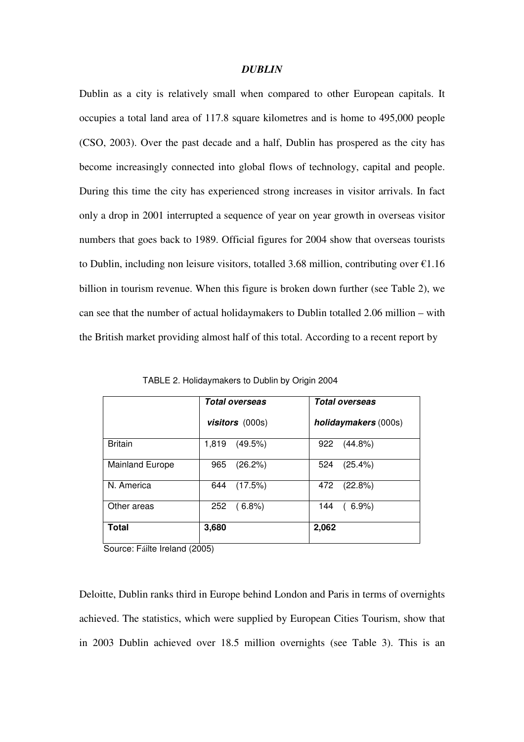## *DUBLIN*

Dublin as a city is relatively small when compared to other European capitals. It occupies a total land area of 117.8 square kilometres and is home to 495,000 people (CSO, 2003). Over the past decade and a half, Dublin has prospered as the city has become increasingly connected into global flows of technology, capital and people. During this time the city has experienced strong increases in visitor arrivals. In fact only a drop in 2001 interrupted a sequence of year on year growth in overseas visitor numbers that goes back to 1989. Official figures for 2004 show that overseas tourists to Dublin, including non leisure visitors, totalled 3.68 million, contributing over €1.16 billion in tourism revenue. When this figure is broken down further (see Table 2), we can see that the number of actual holidaymakers to Dublin totalled 2.06 million – with the British market providing almost half of this total. According to a recent report by Deloitte, Dublin ranks third in Europe behind London and Paris in terms of overnights achieved. The statistics, which were supplied by European Cities Tourism, show that in 2003 Dublin achieved over 18.5 million overnights (see Table 3). This is an

TABLE 2. Holidaymakers to Dublin by Origin 2004

| | ***Total overseas visitors*** (000s) | ***Total overseas holidaymakers*** (000s) |
|---|---|---|
| Britain | 1,819 (49.5%) | 922 (44.8%) |
| Mainland Europe | 965 (26.2%) | 524 (25.4%) |
| N. America | 644 (17.5%) | 472 (22.8%) |
| Other areas | 252 ( 6.8%) | 144 ( 6.9%) |
| **Total** | **3,680** | **2,062** |

Source: Fáilte Ireland (2005)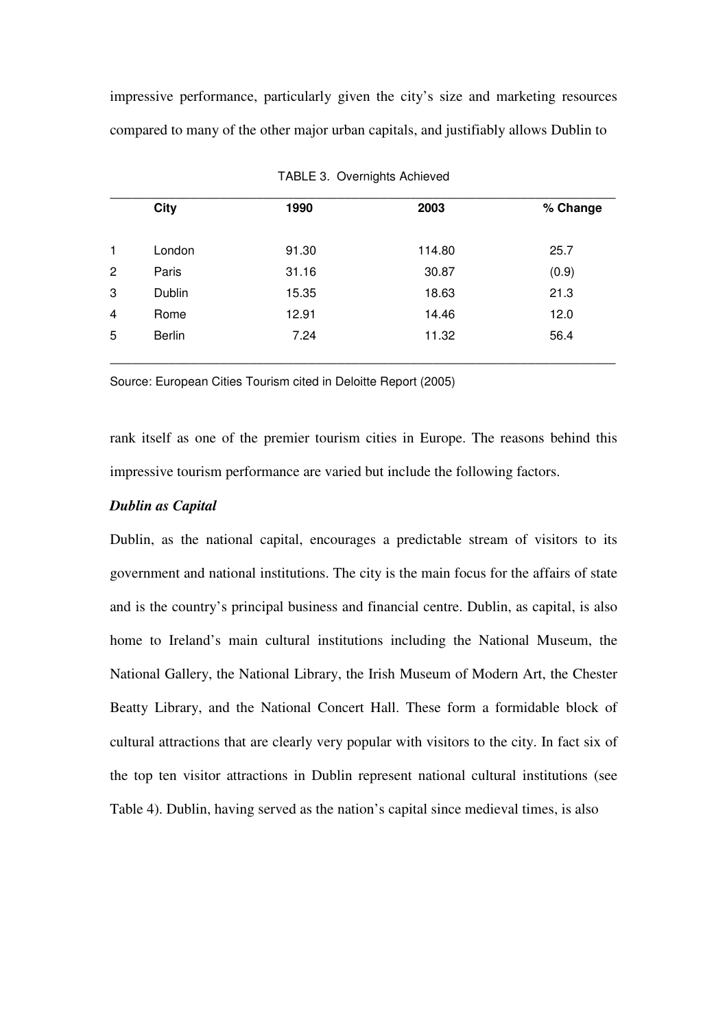impressive performance, particularly given the city's size and marketing resources compared to many of the other major urban capitals, and justifiably allows Dublin to

TABLE 3. Overnights Achieved

| | City | 1990 | 2003 | % Change |
|---|---|---|---|---|
| 1 | London | 91.30 | 114.80 | 25.7 |
| 2 | Paris | 31.16 | 30.87 | (0.9) |
| 3 | Dublin | 15.35 | 18.63 | 21.3 |
| 4 | Rome | 12.91 | 14.46 | 12.0 |
| 5 | Berlin | 7.24 | 11.32 | 56.4 |

Source: European Cities Tourism cited in Deloitte Report (2005)

rank itself as one of the premier tourism cities in Europe. The reasons behind this impressive tourism performance are varied but include the following factors.

***Dublin as Capital***

Dublin, as the national capital, encourages a predictable stream of visitors to its government and national institutions. The city is the main focus for the affairs of state and is the country's principal business and financial centre. Dublin, as capital, is also home to Ireland's main cultural institutions including the National Museum, the National Gallery, the National Library, the Irish Museum of Modern Art, the Chester Beatty Library, and the National Concert Hall. These form a formidable block of cultural attractions that are clearly very popular with visitors to the city. In fact six of the top ten visitor attractions in Dublin represent national cultural institutions (see Table 4). Dublin, having served as the nation's capital since medieval times, is also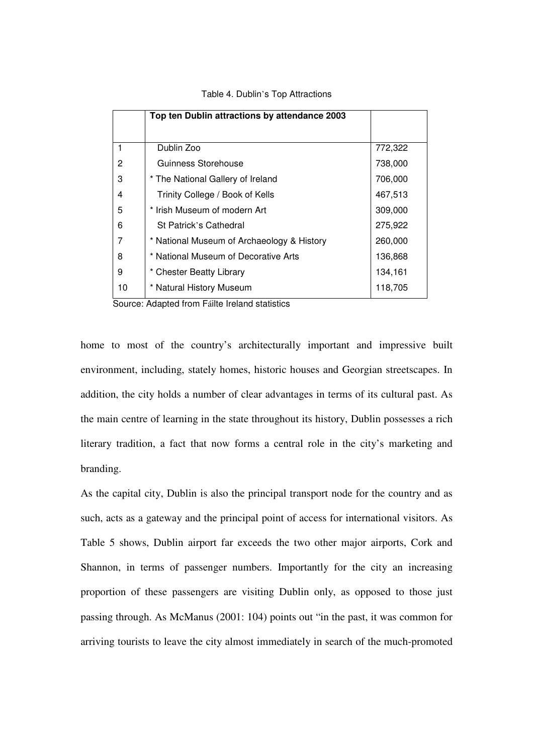Table 4. Dublin's Top Attractions

| | Top ten Dublin attractions by attendance 2003 | |
|---|---|---|
| 1 | Dublin Zoo | 772,322 |
| 2 | Guinness Storehouse | 738,000 |
| 3 | * The National Gallery of Ireland | 706,000 |
| 4 | Trinity College / Book of Kells | 467,513 |
| 5 | * Irish Museum of modern Art | 309,000 |
| 6 | St Patrick's Cathedral | 275,922 |
| 7 | * National Museum of Archaeology & History | 260,000 |
| 8 | * National Museum of Decorative Arts | 136,868 |
| 9 | * Chester Beatty Library | 134,161 |
| 10 | * Natural History Museum | 118,705 |

Source: Adapted from Fáilte Ireland statistics

home to most of the country's architecturally important and impressive built environment, including, stately homes, historic houses and Georgian streetscapes. In addition, the city holds a number of clear advantages in terms of its cultural past. As the main centre of learning in the state throughout its history, Dublin possesses a rich literary tradition, a fact that now forms a central role in the city's marketing and branding.

As the capital city, Dublin is also the principal transport node for the country and as such, acts as a gateway and the principal point of access for international visitors. As Table 5 shows, Dublin airport far exceeds the two other major airports, Cork and Shannon, in terms of passenger numbers. Importantly for the city an increasing proportion of these passengers are visiting Dublin only, as opposed to those just passing through. As McManus (2001: 104) points out "in the past, it was common for arriving tourists to leave the city almost immediately in search of the much-promoted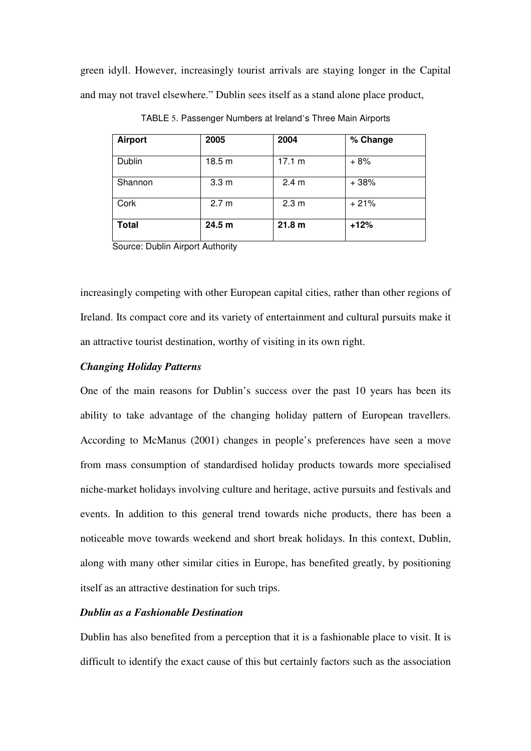green idyll. However, increasingly tourist arrivals are staying longer in the Capital and may not travel elsewhere." Dublin sees itself as a stand alone place product,

TABLE 5. Passenger Numbers at Ireland's Three Main Airports

| **Airport** | **2005** | **2004** | **% Change** |
|---|---|---|---|
| Dublin | 18.5 m | 17.1 m | + 8% |
| Shannon | 3.3 m | 2.4 m | + 38% |
| Cork | 2.7 m | 2.3 m | + 21% |
| **Total** | **24.5 m** | **21.8 m** | **+12%** |

Source: Dublin Airport Authority

increasingly competing with other European capital cities, rather than other regions of Ireland. Its compact core and its variety of entertainment and cultural pursuits make it an attractive tourist destination, worthy of visiting in its own right.

***Changing Holiday Patterns***

One of the main reasons for Dublin's success over the past 10 years has been its ability to take advantage of the changing holiday pattern of European travellers. According to McManus (2001) changes in people's preferences have seen a move from mass consumption of standardised holiday products towards more specialised niche-market holidays involving culture and heritage, active pursuits and festivals and events. In addition to this general trend towards niche products, there has been a noticeable move towards weekend and short break holidays. In this context, Dublin, along with many other similar cities in Europe, has benefited greatly, by positioning itself as an attractive destination for such trips.

***Dublin as a Fashionable Destination***

Dublin has also benefited from a perception that it is a fashionable place to visit. It is difficult to identify the exact cause of this but certainly factors such as the association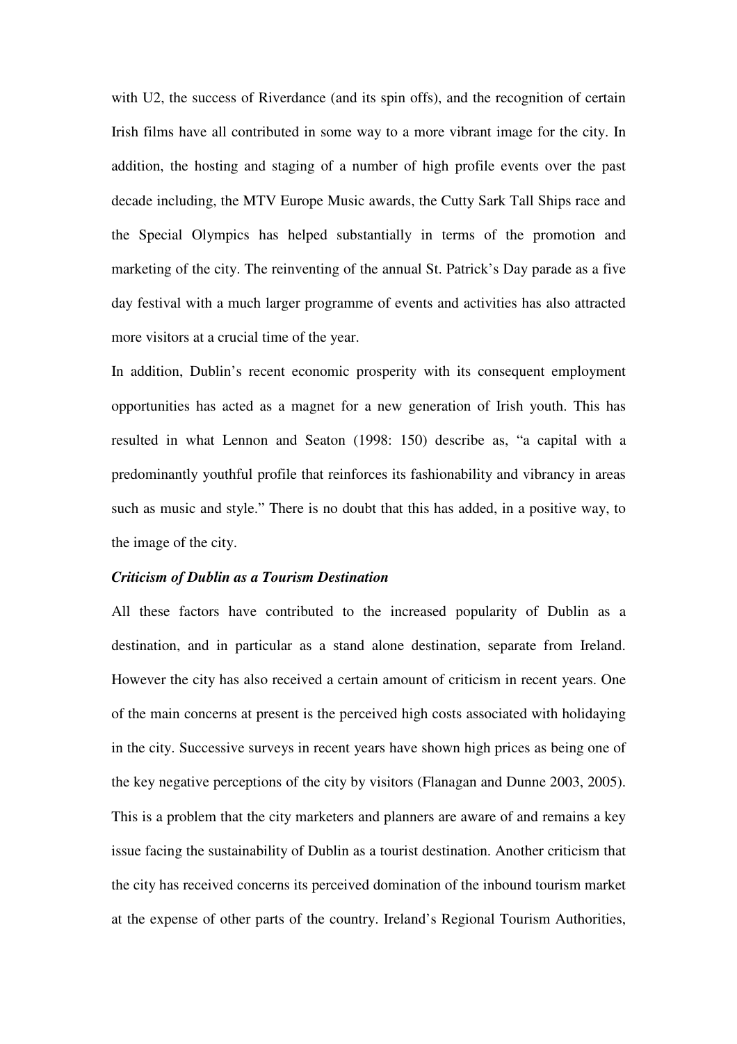with U2, the success of Riverdance (and its spin offs), and the recognition of certain Irish films have all contributed in some way to a more vibrant image for the city. In addition, the hosting and staging of a number of high profile events over the past decade including, the MTV Europe Music awards, the Cutty Sark Tall Ships race and the Special Olympics has helped substantially in terms of the promotion and marketing of the city. The reinventing of the annual St. Patrick's Day parade as a five day festival with a much larger programme of events and activities has also attracted more visitors at a crucial time of the year.

In addition, Dublin's recent economic prosperity with its consequent employment opportunities has acted as a magnet for a new generation of Irish youth. This has resulted in what Lennon and Seaton (1998: 150) describe as, "a capital with a predominantly youthful profile that reinforces its fashionability and vibrancy in areas such as music and style." There is no doubt that this has added, in a positive way, to the image of the city.

### *Criticism of Dublin as a Tourism Destination*

All these factors have contributed to the increased popularity of Dublin as a destination, and in particular as a stand alone destination, separate from Ireland. However the city has also received a certain amount of criticism in recent years. One of the main concerns at present is the perceived high costs associated with holidaying in the city. Successive surveys in recent years have shown high prices as being one of the key negative perceptions of the city by visitors (Flanagan and Dunne 2003, 2005). This is a problem that the city marketers and planners are aware of and remains a key issue facing the sustainability of Dublin as a tourist destination. Another criticism that the city has received concerns its perceived domination of the inbound tourism market at the expense of other parts of the country. Ireland's Regional Tourism Authorities,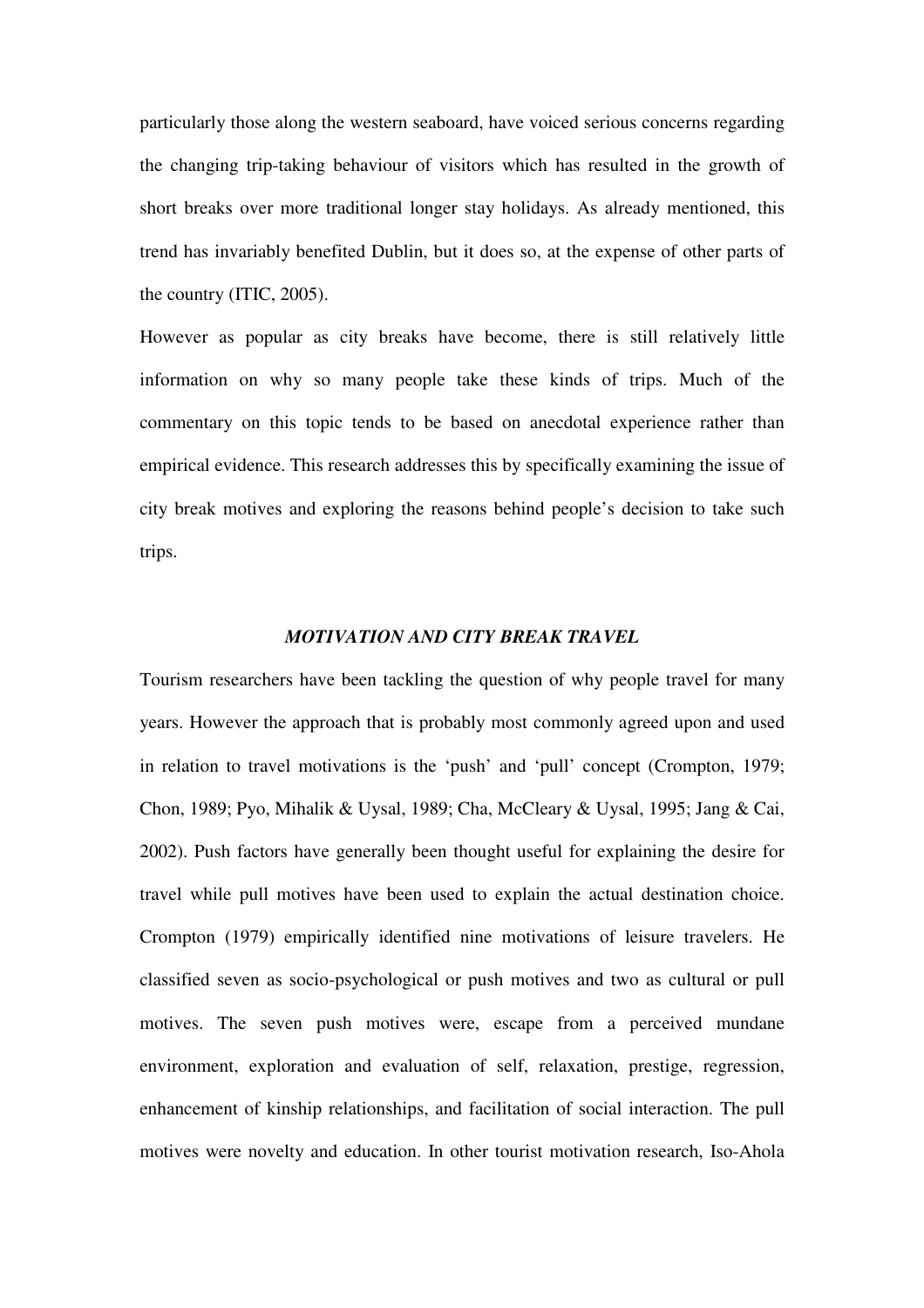particularly those along the western seaboard, have voiced serious concerns regarding the changing trip-taking behaviour of visitors which has resulted in the growth of short breaks over more traditional longer stay holidays. As already mentioned, this trend has invariably benefited Dublin, but it does so, at the expense of other parts of the country (ITIC, 2005).

However as popular as city breaks have become, there is still relatively little information on why so many people take these kinds of trips. Much of the commentary on this topic tends to be based on anecdotal experience rather than empirical evidence. This research addresses this by specifically examining the issue of city break motives and exploring the reasons behind people's decision to take such trips.

## *MOTIVATION AND CITY BREAK TRAVEL*

Tourism researchers have been tackling the question of why people travel for many years. However the approach that is probably most commonly agreed upon and used in relation to travel motivations is the 'push' and 'pull' concept (Crompton, 1979; Chon, 1989; Pyo, Mihalik & Uysal, 1989; Cha, McCleary & Uysal, 1995; Jang & Cai, 2002). Push factors have generally been thought useful for explaining the desire for travel while pull motives have been used to explain the actual destination choice. Crompton (1979) empirically identified nine motivations of leisure travelers. He classified seven as socio-psychological or push motives and two as cultural or pull motives. The seven push motives were, escape from a perceived mundane environment, exploration and evaluation of self, relaxation, prestige, regression, enhancement of kinship relationships, and facilitation of social interaction. The pull motives were novelty and education. In other tourist motivation research, Iso-Ahola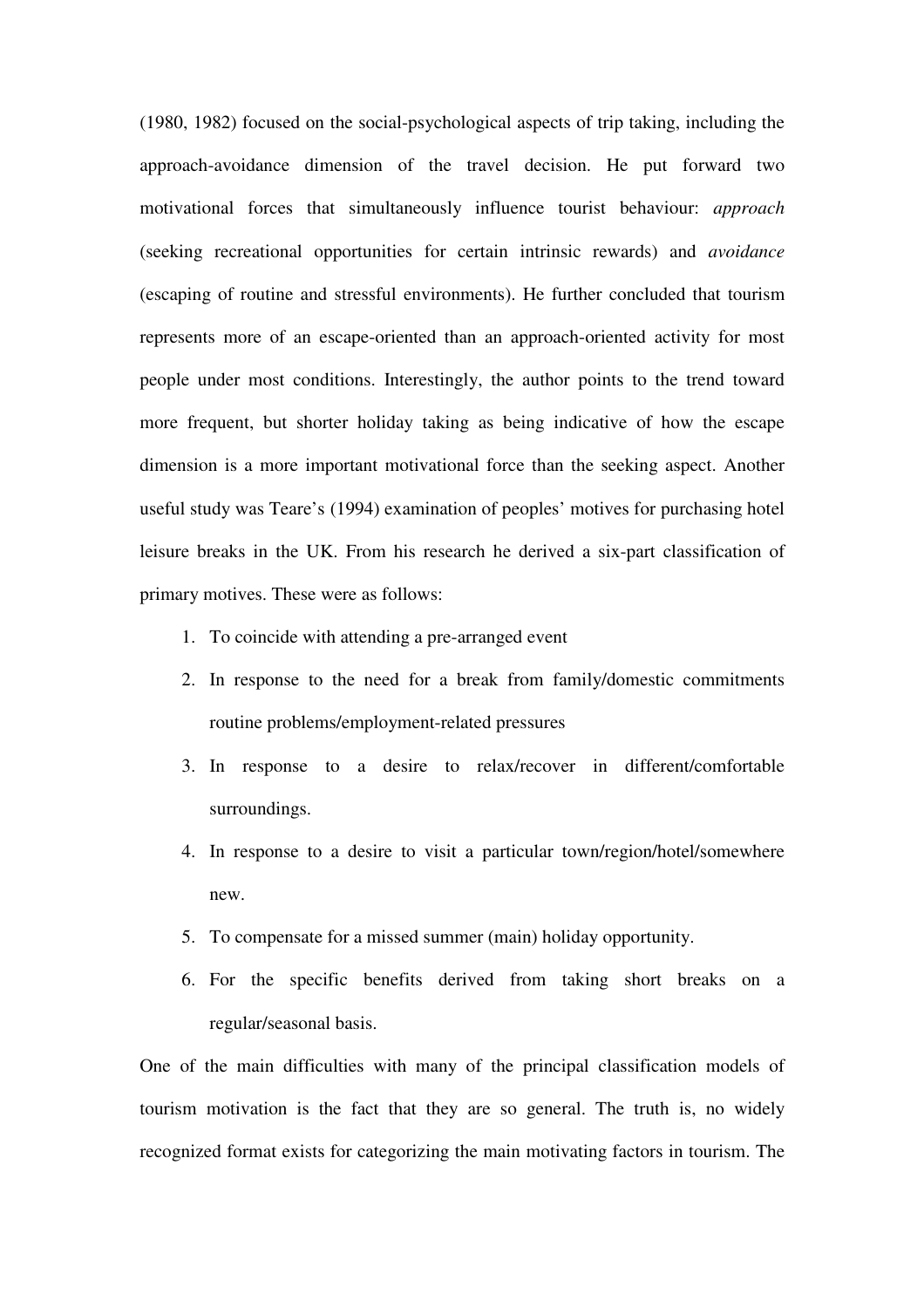(1980, 1982) focused on the social-psychological aspects of trip taking, including the approach-avoidance dimension of the travel decision. He put forward two motivational forces that simultaneously influence tourist behaviour: *approach* (seeking recreational opportunities for certain intrinsic rewards) and *avoidance* (escaping of routine and stressful environments). He further concluded that tourism represents more of an escape-oriented than an approach-oriented activity for most people under most conditions. Interestingly, the author points to the trend toward more frequent, but shorter holiday taking as being indicative of how the escape dimension is a more important motivational force than the seeking aspect. Another useful study was Teare's (1994) examination of peoples' motives for purchasing hotel leisure breaks in the UK. From his research he derived a six-part classification of primary motives. These were as follows:

1. To coincide with attending a pre-arranged event
2. In response to the need for a break from family/domestic commitments routine problems/employment-related pressures
3. In response to a desire to relax/recover in different/comfortable surroundings.
4. In response to a desire to visit a particular town/region/hotel/somewhere new.
5. To compensate for a missed summer (main) holiday opportunity.
6. For the specific benefits derived from taking short breaks on a regular/seasonal basis.

One of the main difficulties with many of the principal classification models of tourism motivation is the fact that they are so general. The truth is, no widely recognized format exists for categorizing the main motivating factors in tourism. The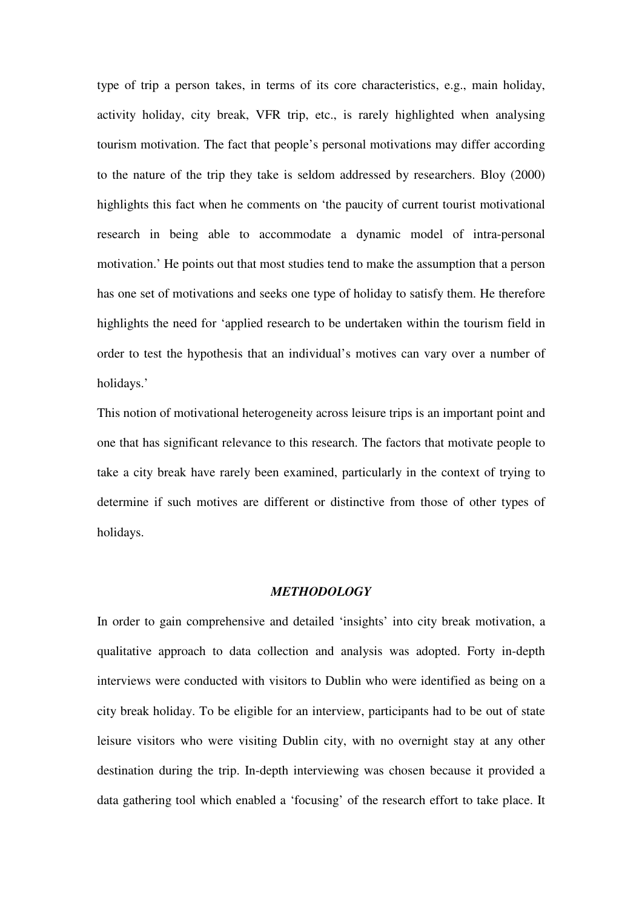type of trip a person takes, in terms of its core characteristics, e.g., main holiday, activity holiday, city break, VFR trip, etc., is rarely highlighted when analysing tourism motivation. The fact that people's personal motivations may differ according to the nature of the trip they take is seldom addressed by researchers. Bloy (2000) highlights this fact when he comments on 'the paucity of current tourist motivational research in being able to accommodate a dynamic model of intra-personal motivation.' He points out that most studies tend to make the assumption that a person has one set of motivations and seeks one type of holiday to satisfy them. He therefore highlights the need for 'applied research to be undertaken within the tourism field in order to test the hypothesis that an individual's motives can vary over a number of holidays.'

This notion of motivational heterogeneity across leisure trips is an important point and one that has significant relevance to this research. The factors that motivate people to take a city break have rarely been examined, particularly in the context of trying to determine if such motives are different or distinctive from those of other types of holidays.

## *METHODOLOGY*

In order to gain comprehensive and detailed 'insights' into city break motivation, a qualitative approach to data collection and analysis was adopted. Forty in-depth interviews were conducted with visitors to Dublin who were identified as being on a city break holiday. To be eligible for an interview, participants had to be out of state leisure visitors who were visiting Dublin city, with no overnight stay at any other destination during the trip. In-depth interviewing was chosen because it provided a data gathering tool which enabled a 'focusing' of the research effort to take place. It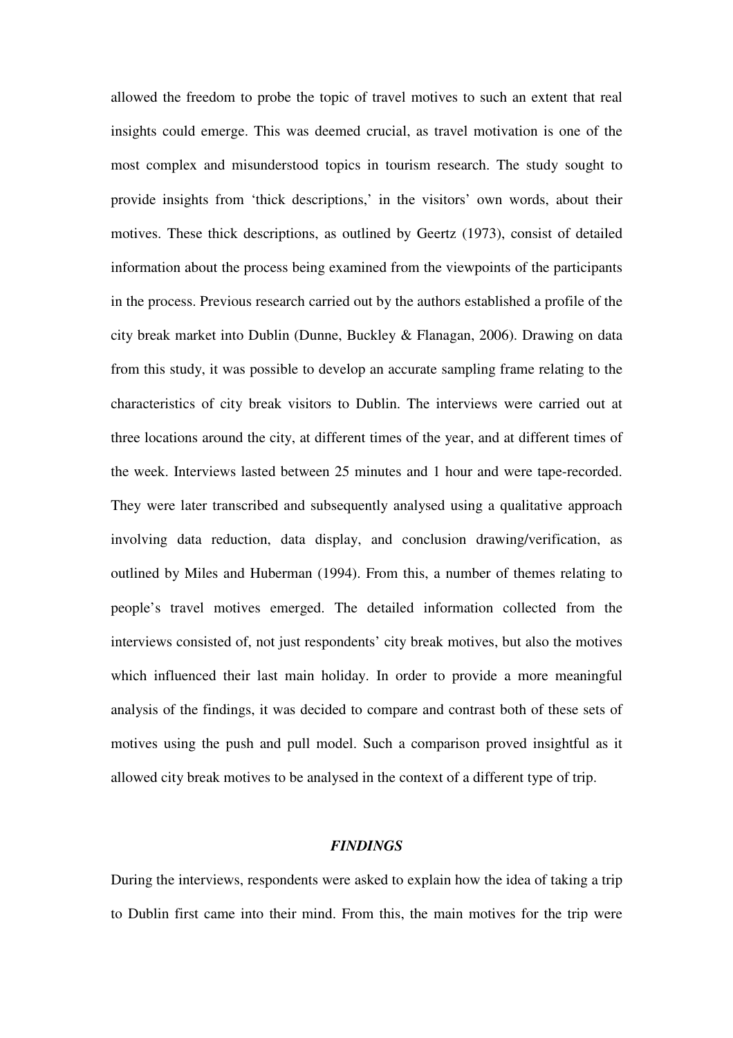allowed the freedom to probe the topic of travel motives to such an extent that real insights could emerge. This was deemed crucial, as travel motivation is one of the most complex and misunderstood topics in tourism research. The study sought to provide insights from 'thick descriptions,' in the visitors' own words, about their motives. These thick descriptions, as outlined by Geertz (1973), consist of detailed information about the process being examined from the viewpoints of the participants in the process. Previous research carried out by the authors established a profile of the city break market into Dublin (Dunne, Buckley & Flanagan, 2006). Drawing on data from this study, it was possible to develop an accurate sampling frame relating to the characteristics of city break visitors to Dublin. The interviews were carried out at three locations around the city, at different times of the year, and at different times of the week. Interviews lasted between 25 minutes and 1 hour and were tape-recorded. They were later transcribed and subsequently analysed using a qualitative approach involving data reduction, data display, and conclusion drawing/verification, as outlined by Miles and Huberman (1994). From this, a number of themes relating to people's travel motives emerged. The detailed information collected from the interviews consisted of, not just respondents' city break motives, but also the motives which influenced their last main holiday. In order to provide a more meaningful analysis of the findings, it was decided to compare and contrast both of these sets of motives using the push and pull model. Such a comparison proved insightful as it allowed city break motives to be analysed in the context of a different type of trip.

## *FINDINGS*

During the interviews, respondents were asked to explain how the idea of taking a trip to Dublin first came into their mind. From this, the main motives for the trip were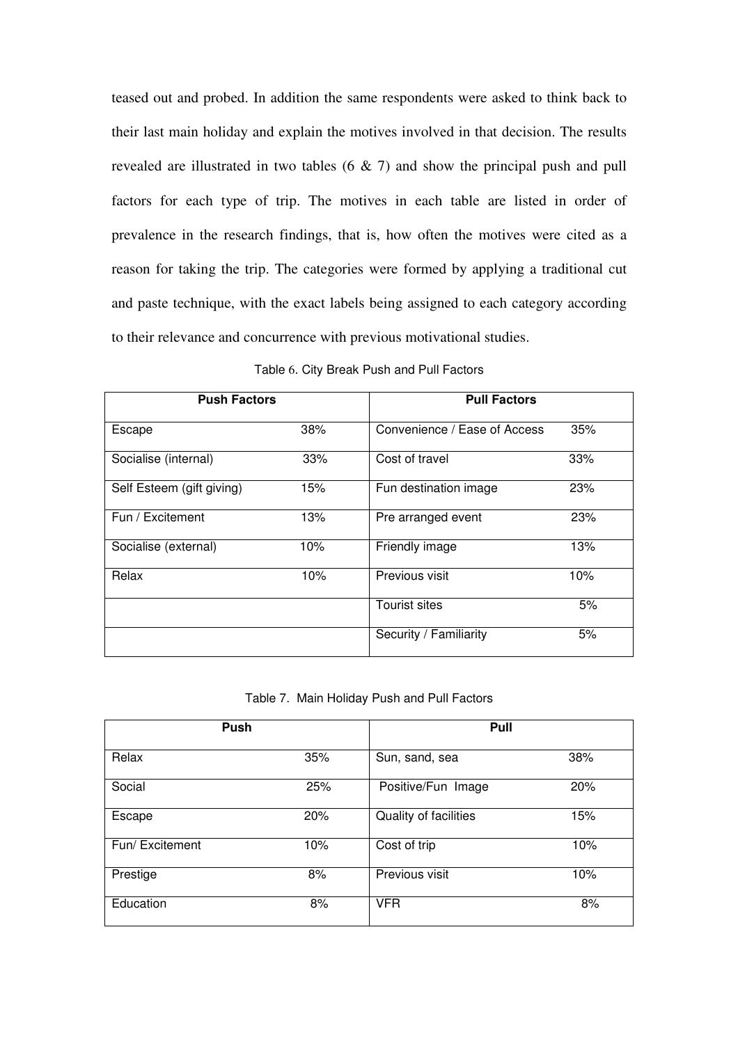teased out and probed. In addition the same respondents were asked to think back to their last main holiday and explain the motives involved in that decision. The results revealed are illustrated in two tables (6 & 7) and show the principal push and pull factors for each type of trip. The motives in each table are listed in order of prevalence in the research findings, that is, how often the motives were cited as a reason for taking the trip. The categories were formed by applying a traditional cut and paste technique, with the exact labels being assigned to each category according to their relevance and concurrence with previous motivational studies.

Table 6. City Break Push and Pull Factors

| Push Factors | | Pull Factors | |
|---|---|---|---|
| Escape | 38% | Convenience / Ease of Access | 35% |
| Socialise (internal) | 33% | Cost of travel | 33% |
| Self Esteem (gift giving) | 15% | Fun destination image | 23% |
| Fun / Excitement | 13% | Pre arranged event | 23% |
| Socialise (external) | 10% | Friendly image | 13% |
| Relax | 10% | Previous visit | 10% |
| | | Tourist sites | 5% |
| | | Security / Familiarity | 5% |

Table 7. Main Holiday Push and Pull Factors

| Push | | Pull | |
|---|---|---|---|
| Relax | 35% | Sun, sand, sea | 38% |
| Social | 25% | Positive/Fun Image | 20% |
| Escape | 20% | Quality of facilities | 15% |
| Fun/ Excitement | 10% | Cost of trip | 10% |
| Prestige | 8% | Previous visit | 10% |
| Education | 8% | VFR | 8% |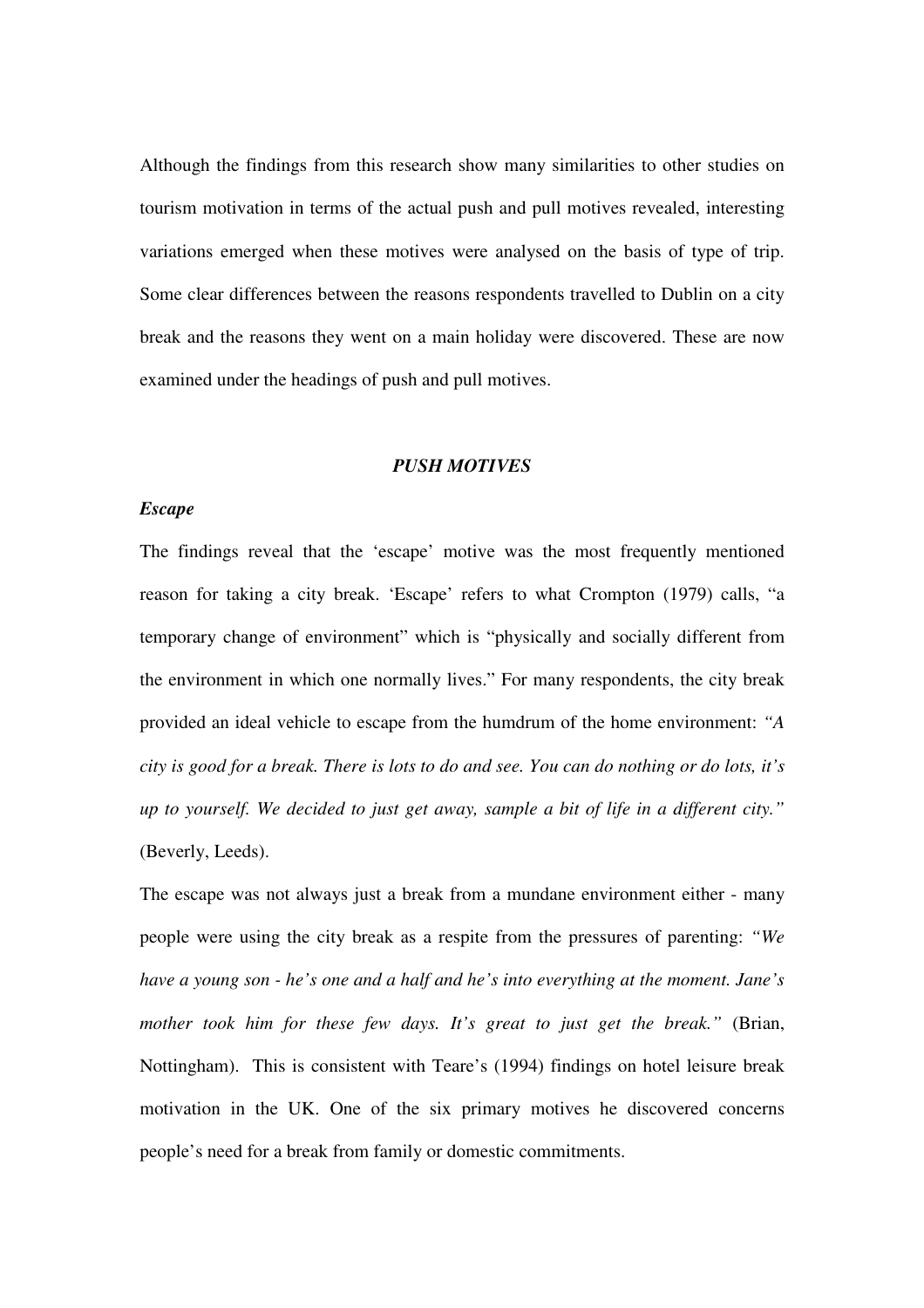Although the findings from this research show many similarities to other studies on tourism motivation in terms of the actual push and pull motives revealed, interesting variations emerged when these motives were analysed on the basis of type of trip. Some clear differences between the reasons respondents travelled to Dublin on a city break and the reasons they went on a main holiday were discovered. These are now examined under the headings of push and pull motives.

## *PUSH MOTIVES*

### *Escape*

The findings reveal that the 'escape' motive was the most frequently mentioned reason for taking a city break. 'Escape' refers to what Crompton (1979) calls, "a temporary change of environment" which is "physically and socially different from the environment in which one normally lives." For many respondents, the city break provided an ideal vehicle to escape from the humdrum of the home environment: *"A city is good for a break. There is lots to do and see. You can do nothing or do lots, it's up to yourself. We decided to just get away, sample a bit of life in a different city."* (Beverly, Leeds).

The escape was not always just a break from a mundane environment either - many people were using the city break as a respite from the pressures of parenting: *"We have a young son - he's one and a half and he's into everything at the moment. Jane's mother took him for these few days. It's great to just get the break."* (Brian, Nottingham). This is consistent with Teare's (1994) findings on hotel leisure break motivation in the UK. One of the six primary motives he discovered concerns people's need for a break from family or domestic commitments.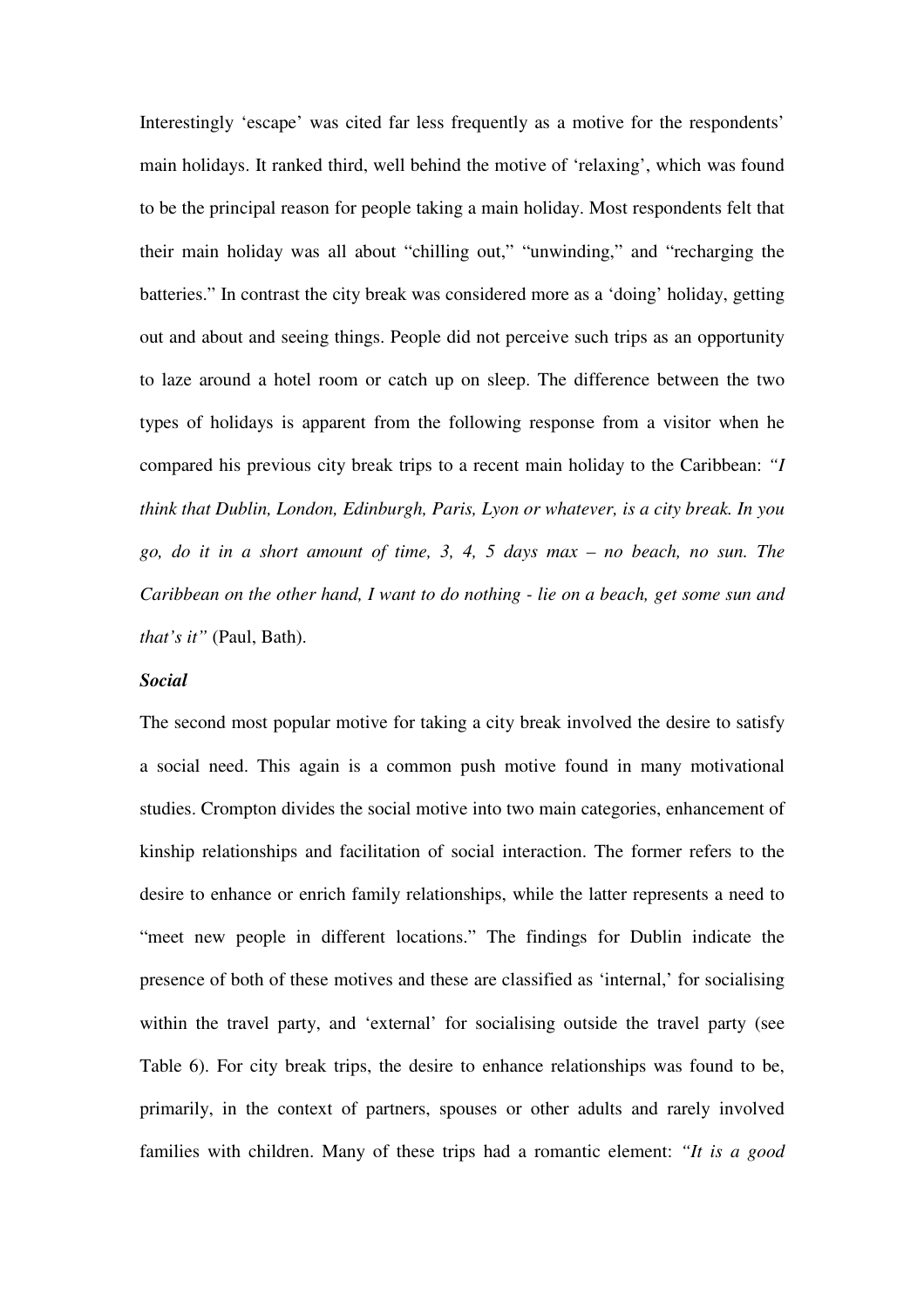Interestingly 'escape' was cited far less frequently as a motive for the respondents' main holidays. It ranked third, well behind the motive of 'relaxing', which was found to be the principal reason for people taking a main holiday. Most respondents felt that their main holiday was all about "chilling out," "unwinding," and "recharging the batteries." In contrast the city break was considered more as a 'doing' holiday, getting out and about and seeing things. People did not perceive such trips as an opportunity to laze around a hotel room or catch up on sleep. The difference between the two types of holidays is apparent from the following response from a visitor when he compared his previous city break trips to a recent main holiday to the Caribbean: *"I think that Dublin, London, Edinburgh, Paris, Lyon or whatever, is a city break. In you go, do it in a short amount of time, 3, 4, 5 days max – no beach, no sun. The Caribbean on the other hand, I want to do nothing - lie on a beach, get some sun and that's it"* (Paul, Bath).

***Social***

The second most popular motive for taking a city break involved the desire to satisfy a social need. This again is a common push motive found in many motivational studies. Crompton divides the social motive into two main categories, enhancement of kinship relationships and facilitation of social interaction. The former refers to the desire to enhance or enrich family relationships, while the latter represents a need to "meet new people in different locations." The findings for Dublin indicate the presence of both of these motives and these are classified as 'internal,' for socialising within the travel party, and 'external' for socialising outside the travel party (see Table 6). For city break trips, the desire to enhance relationships was found to be, primarily, in the context of partners, spouses or other adults and rarely involved families with children. Many of these trips had a romantic element: *"It is a good*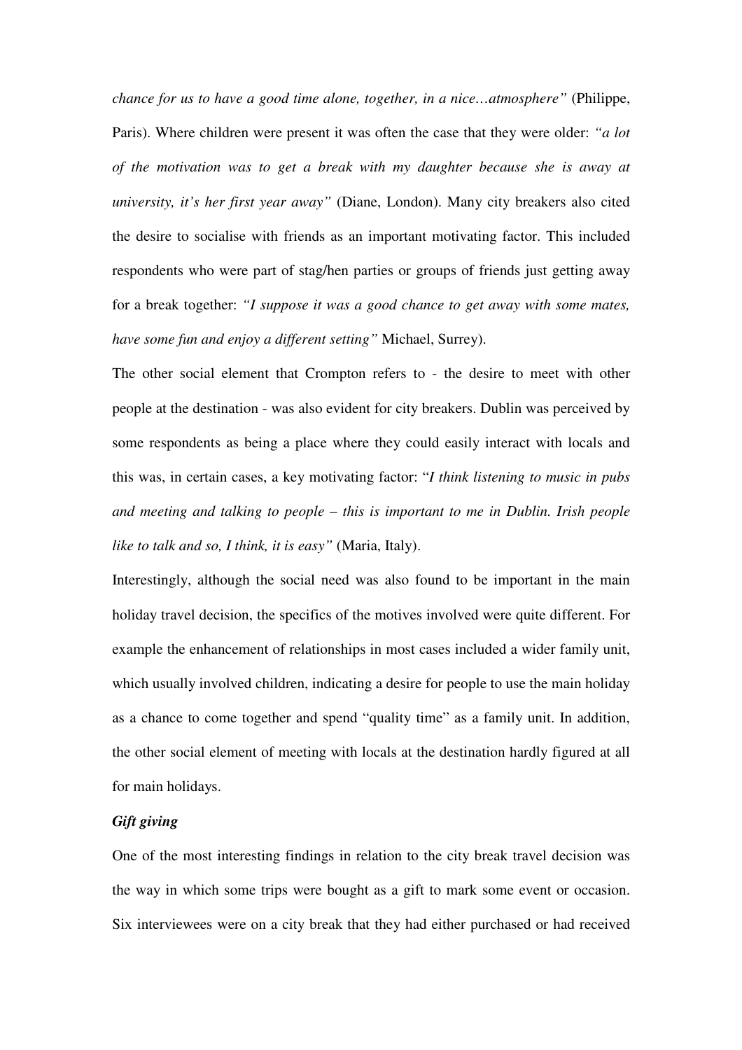*chance for us to have a good time alone, together, in a nice…atmosphere"* (Philippe, Paris). Where children were present it was often the case that they were older: *"a lot of the motivation was to get a break with my daughter because she is away at university, it's her first year away"* (Diane, London). Many city breakers also cited the desire to socialise with friends as an important motivating factor. This included respondents who were part of stag/hen parties or groups of friends just getting away for a break together: *"I suppose it was a good chance to get away with some mates, have some fun and enjoy a different setting"* Michael, Surrey).

The other social element that Crompton refers to - the desire to meet with other people at the destination - was also evident for city breakers. Dublin was perceived by some respondents as being a place where they could easily interact with locals and this was, in certain cases, a key motivating factor: "*I think listening to music in pubs and meeting and talking to people – this is important to me in Dublin. Irish people like to talk and so, I think, it is easy"* (Maria, Italy).

Interestingly, although the social need was also found to be important in the main holiday travel decision, the specifics of the motives involved were quite different. For example the enhancement of relationships in most cases included a wider family unit, which usually involved children, indicating a desire for people to use the main holiday as a chance to come together and spend "quality time" as a family unit. In addition, the other social element of meeting with locals at the destination hardly figured at all for main holidays.

***Gift giving***

One of the most interesting findings in relation to the city break travel decision was the way in which some trips were bought as a gift to mark some event or occasion. Six interviewees were on a city break that they had either purchased or had received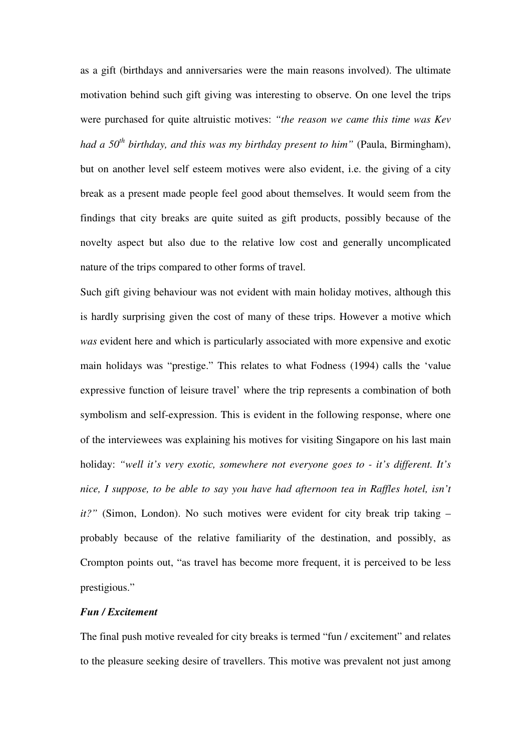as a gift (birthdays and anniversaries were the main reasons involved). The ultimate motivation behind such gift giving was interesting to observe. On one level the trips were purchased for quite altruistic motives: *"the reason we came this time was Kev had a 50th birthday, and this was my birthday present to him"* (Paula, Birmingham), but on another level self esteem motives were also evident, i.e. the giving of a city break as a present made people feel good about themselves. It would seem from the findings that city breaks are quite suited as gift products, possibly because of the novelty aspect but also due to the relative low cost and generally uncomplicated nature of the trips compared to other forms of travel.

Such gift giving behaviour was not evident with main holiday motives, although this is hardly surprising given the cost of many of these trips. However a motive which *was* evident here and which is particularly associated with more expensive and exotic main holidays was "prestige." This relates to what Fodness (1994) calls the 'value expressive function of leisure travel' where the trip represents a combination of both symbolism and self-expression. This is evident in the following response, where one of the interviewees was explaining his motives for visiting Singapore on his last main holiday: *"well it's very exotic, somewhere not everyone goes to - it's different. It's nice, I suppose, to be able to say you have had afternoon tea in Raffles hotel, isn't it?"* (Simon, London). No such motives were evident for city break trip taking – probably because of the relative familiarity of the destination, and possibly, as Crompton points out, "as travel has become more frequent, it is perceived to be less prestigious."

***Fun / Excitement***

The final push motive revealed for city breaks is termed "fun / excitement" and relates to the pleasure seeking desire of travellers. This motive was prevalent not just among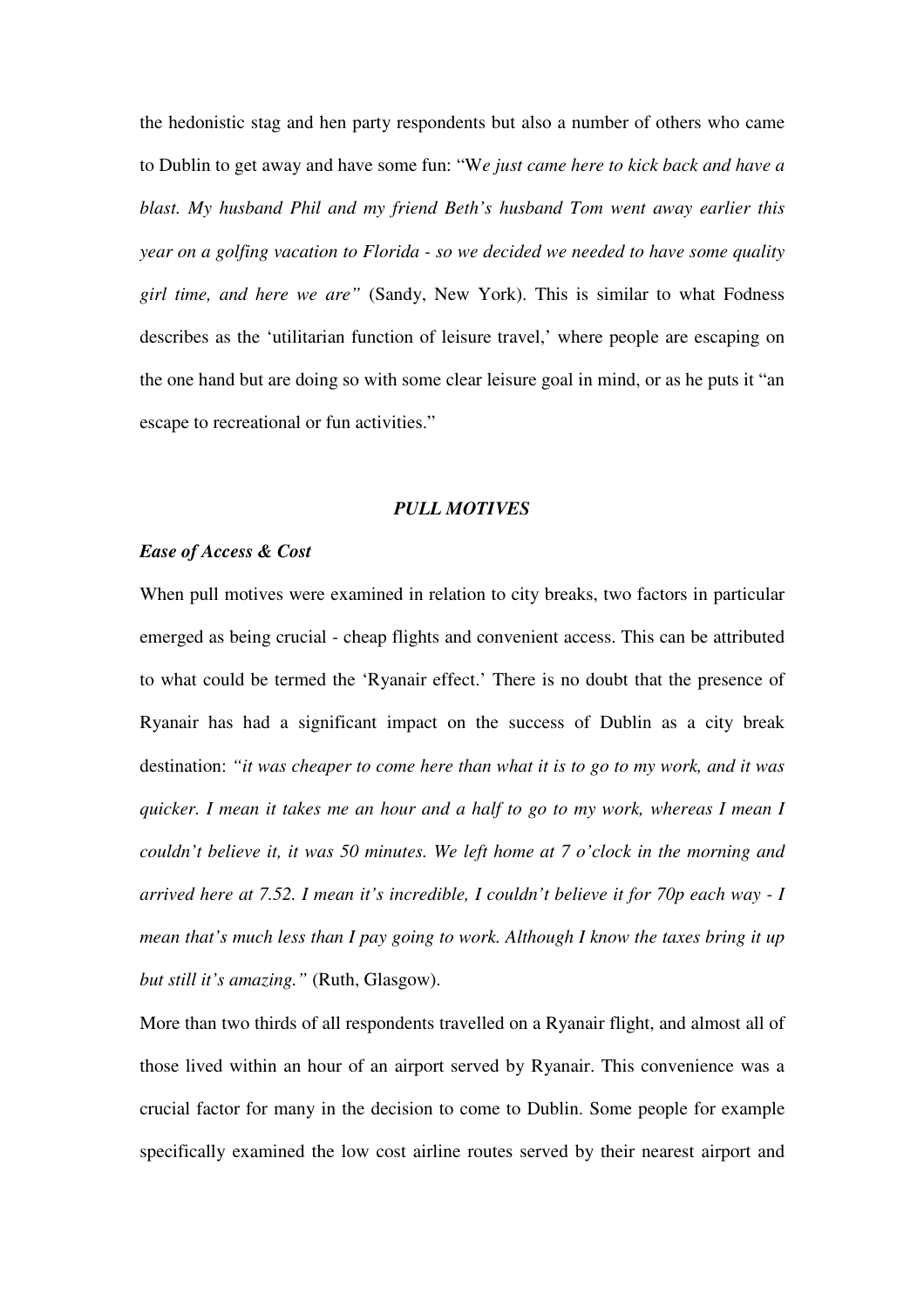the hedonistic stag and hen party respondents but also a number of others who came to Dublin to get away and have some fun: "W*e just came here to kick back and have a blast. My husband Phil and my friend Beth's husband Tom went away earlier this year on a golfing vacation to Florida - so we decided we needed to have some quality girl time, and here we are"* (Sandy, New York). This is similar to what Fodness describes as the 'utilitarian function of leisure travel,' where people are escaping on the one hand but are doing so with some clear leisure goal in mind, or as he puts it "an escape to recreational or fun activities."

## *PULL MOTIVES*

### *Ease of Access & Cost*

When pull motives were examined in relation to city breaks, two factors in particular emerged as being crucial - cheap flights and convenient access. This can be attributed to what could be termed the 'Ryanair effect.' There is no doubt that the presence of Ryanair has had a significant impact on the success of Dublin as a city break destination: *"it was cheaper to come here than what it is to go to my work, and it was quicker. I mean it takes me an hour and a half to go to my work, whereas I mean I couldn't believe it, it was 50 minutes. We left home at 7 o'clock in the morning and arrived here at 7.52. I mean it's incredible, I couldn't believe it for 70p each way - I mean that's much less than I pay going to work. Although I know the taxes bring it up but still it's amazing."* (Ruth, Glasgow).

More than two thirds of all respondents travelled on a Ryanair flight, and almost all of those lived within an hour of an airport served by Ryanair. This convenience was a crucial factor for many in the decision to come to Dublin. Some people for example specifically examined the low cost airline routes served by their nearest airport and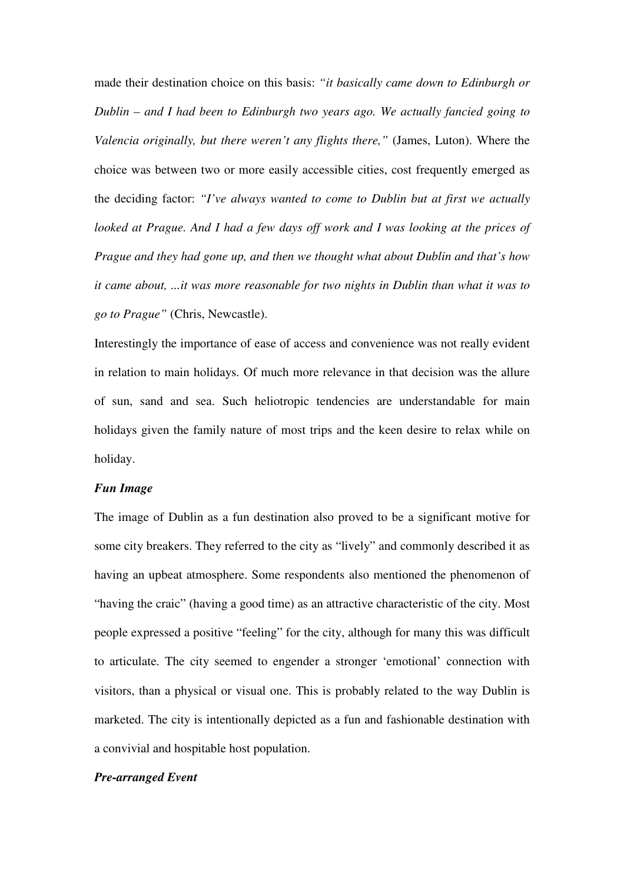made their destination choice on this basis: *"it basically came down to Edinburgh or Dublin – and I had been to Edinburgh two years ago. We actually fancied going to Valencia originally, but there weren't any flights there,"* (James, Luton). Where the choice was between two or more easily accessible cities, cost frequently emerged as the deciding factor: *"I've always wanted to come to Dublin but at first we actually looked at Prague. And I had a few days off work and I was looking at the prices of Prague and they had gone up, and then we thought what about Dublin and that's how it came about, ...it was more reasonable for two nights in Dublin than what it was to go to Prague"* (Chris, Newcastle).

Interestingly the importance of ease of access and convenience was not really evident in relation to main holidays. Of much more relevance in that decision was the allure of sun, sand and sea. Such heliotropic tendencies are understandable for main holidays given the family nature of most trips and the keen desire to relax while on holiday.

***Fun Image***

The image of Dublin as a fun destination also proved to be a significant motive for some city breakers. They referred to the city as "lively" and commonly described it as having an upbeat atmosphere. Some respondents also mentioned the phenomenon of "having the craic" (having a good time) as an attractive characteristic of the city. Most people expressed a positive "feeling" for the city, although for many this was difficult to articulate. The city seemed to engender a stronger 'emotional' connection with visitors, than a physical or visual one. This is probably related to the way Dublin is marketed. The city is intentionally depicted as a fun and fashionable destination with a convivial and hospitable host population.

***Pre-arranged Event***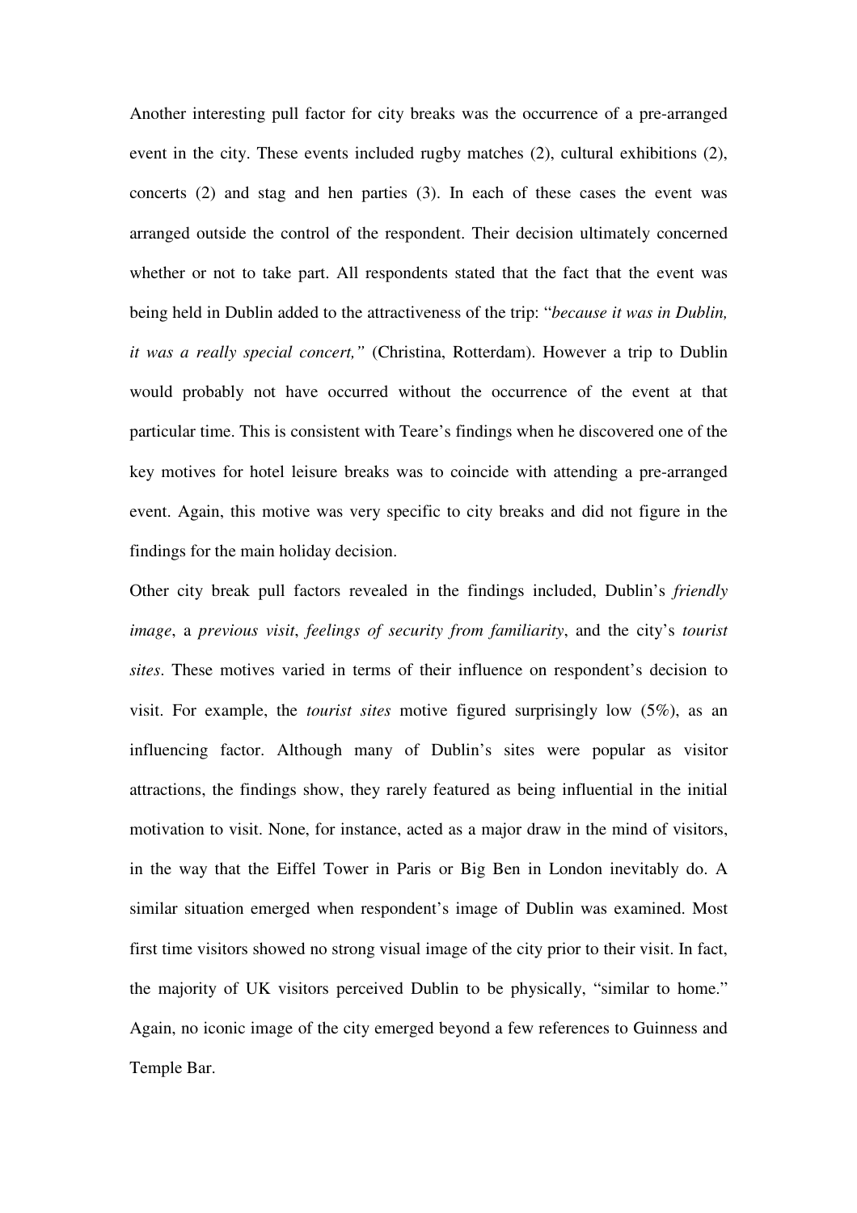Another interesting pull factor for city breaks was the occurrence of a pre-arranged event in the city. These events included rugby matches (2), cultural exhibitions (2), concerts (2) and stag and hen parties (3). In each of these cases the event was arranged outside the control of the respondent. Their decision ultimately concerned whether or not to take part. All respondents stated that the fact that the event was being held in Dublin added to the attractiveness of the trip: "*because it was in Dublin, it was a really special concert,"* (Christina, Rotterdam). However a trip to Dublin would probably not have occurred without the occurrence of the event at that particular time. This is consistent with Teare's findings when he discovered one of the key motives for hotel leisure breaks was to coincide with attending a pre-arranged event. Again, this motive was very specific to city breaks and did not figure in the findings for the main holiday decision.

Other city break pull factors revealed in the findings included, Dublin's *friendly image*, a *previous visit*, *feelings of security from familiarity*, and the city's *tourist sites*. These motives varied in terms of their influence on respondent's decision to visit. For example, the *tourist sites* motive figured surprisingly low (5%), as an influencing factor. Although many of Dublin's sites were popular as visitor attractions, the findings show, they rarely featured as being influential in the initial motivation to visit. None, for instance, acted as a major draw in the mind of visitors, in the way that the Eiffel Tower in Paris or Big Ben in London inevitably do. A similar situation emerged when respondent's image of Dublin was examined. Most first time visitors showed no strong visual image of the city prior to their visit. In fact, the majority of UK visitors perceived Dublin to be physically, "similar to home." Again, no iconic image of the city emerged beyond a few references to Guinness and Temple Bar.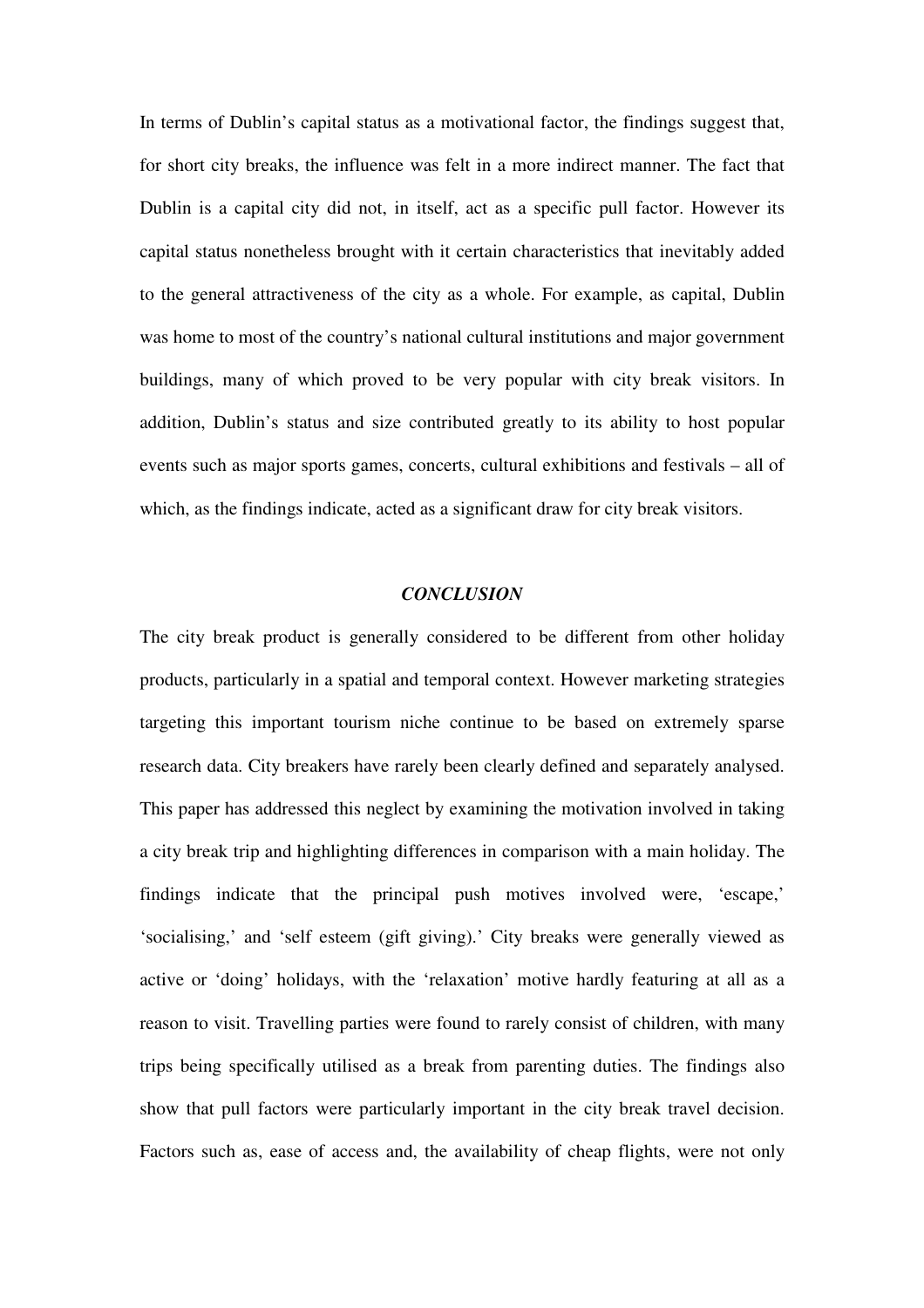In terms of Dublin's capital status as a motivational factor, the findings suggest that, for short city breaks, the influence was felt in a more indirect manner. The fact that Dublin is a capital city did not, in itself, act as a specific pull factor. However its capital status nonetheless brought with it certain characteristics that inevitably added to the general attractiveness of the city as a whole. For example, as capital, Dublin was home to most of the country's national cultural institutions and major government buildings, many of which proved to be very popular with city break visitors. In addition, Dublin's status and size contributed greatly to its ability to host popular events such as major sports games, concerts, cultural exhibitions and festivals – all of which, as the findings indicate, acted as a significant draw for city break visitors.

## *CONCLUSION*

The city break product is generally considered to be different from other holiday products, particularly in a spatial and temporal context. However marketing strategies targeting this important tourism niche continue to be based on extremely sparse research data. City breakers have rarely been clearly defined and separately analysed. This paper has addressed this neglect by examining the motivation involved in taking a city break trip and highlighting differences in comparison with a main holiday. The findings indicate that the principal push motives involved were, 'escape,' 'socialising,' and 'self esteem (gift giving).' City breaks were generally viewed as active or 'doing' holidays, with the 'relaxation' motive hardly featuring at all as a reason to visit. Travelling parties were found to rarely consist of children, with many trips being specifically utilised as a break from parenting duties. The findings also show that pull factors were particularly important in the city break travel decision. Factors such as, ease of access and, the availability of cheap flights, were not only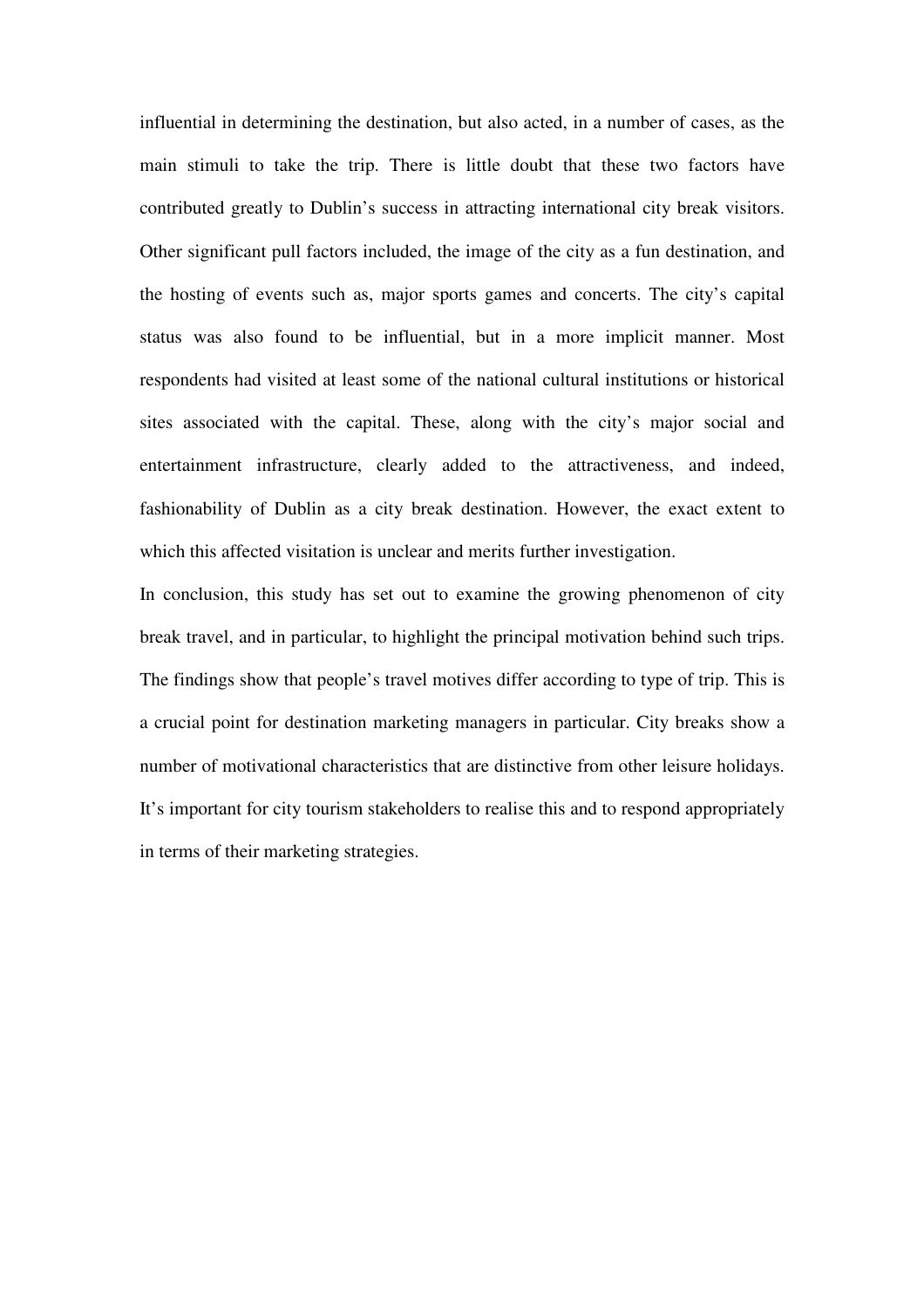influential in determining the destination, but also acted, in a number of cases, as the main stimuli to take the trip. There is little doubt that these two factors have contributed greatly to Dublin's success in attracting international city break visitors. Other significant pull factors included, the image of the city as a fun destination, and the hosting of events such as, major sports games and concerts. The city's capital status was also found to be influential, but in a more implicit manner. Most respondents had visited at least some of the national cultural institutions or historical sites associated with the capital. These, along with the city's major social and entertainment infrastructure, clearly added to the attractiveness, and indeed, fashionability of Dublin as a city break destination. However, the exact extent to which this affected visitation is unclear and merits further investigation.

In conclusion, this study has set out to examine the growing phenomenon of city break travel, and in particular, to highlight the principal motivation behind such trips. The findings show that people's travel motives differ according to type of trip. This is a crucial point for destination marketing managers in particular. City breaks show a number of motivational characteristics that are distinctive from other leisure holidays. It's important for city tourism stakeholders to realise this and to respond appropriately in terms of their marketing strategies.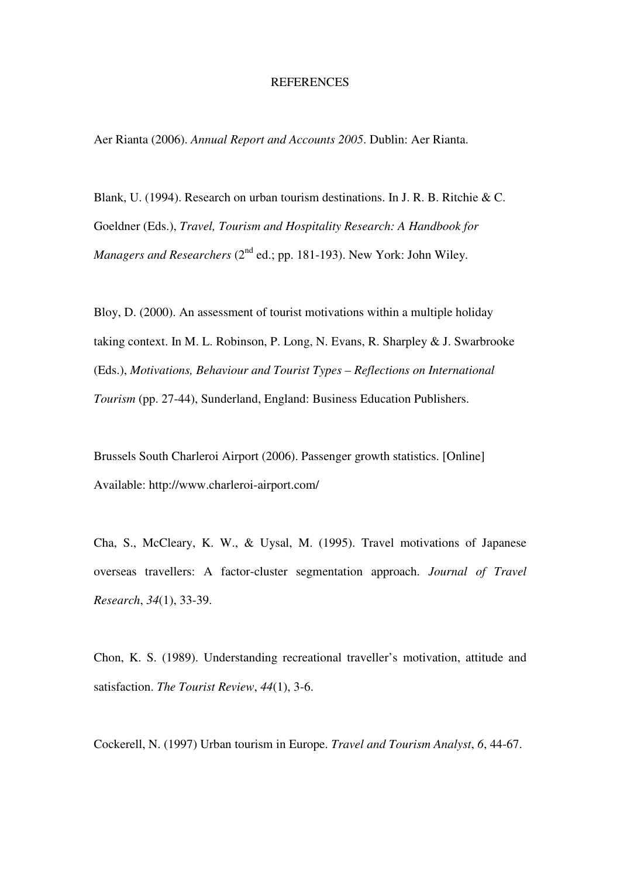# REFERENCES

Aer Rianta (2006). *Annual Report and Accounts 2005*. Dublin: Aer Rianta.

Blank, U. (1994). Research on urban tourism destinations. In J. R. B. Ritchie & C. Goeldner (Eds.), *Travel, Tourism and Hospitality Research: A Handbook for Managers and Researchers* (2nd ed.; pp. 181-193). New York: John Wiley.

Bloy, D. (2000). An assessment of tourist motivations within a multiple holiday taking context. In M. L. Robinson, P. Long, N. Evans, R. Sharpley & J. Swarbrooke (Eds.), *Motivations, Behaviour and Tourist Types – Reflections on International Tourism* (pp. 27-44), Sunderland, England: Business Education Publishers.

Brussels South Charleroi Airport (2006). Passenger growth statistics. [Online] Available: http://www.charleroi-airport.com/

Cha, S., McCleary, K. W., & Uysal, M. (1995). Travel motivations of Japanese overseas travellers: A factor-cluster segmentation approach. *Journal of Travel Research*, *34*(1), 33-39.

Chon, K. S. (1989). Understanding recreational traveller's motivation, attitude and satisfaction. *The Tourist Review*, *44*(1), 3-6.

Cockerell, N. (1997) Urban tourism in Europe. *Travel and Tourism Analyst*, *6*, 44-67.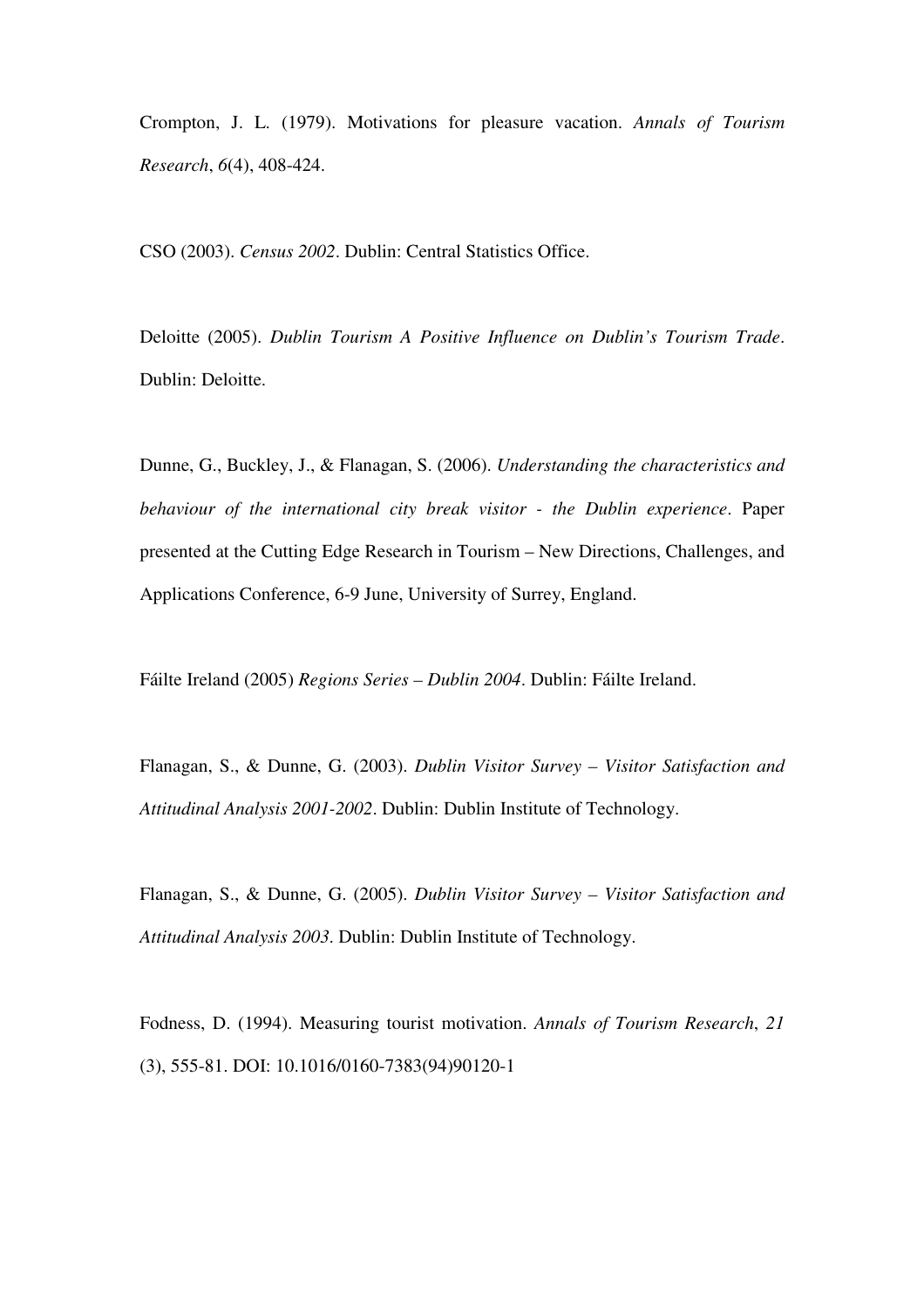Crompton, J. L. (1979). Motivations for pleasure vacation. *Annals of Tourism Research*, *6*(4), 408-424.

CSO (2003). *Census 2002*. Dublin: Central Statistics Office.

Deloitte (2005). *Dublin Tourism A Positive Influence on Dublin's Tourism Trade*. Dublin: Deloitte.

Dunne, G., Buckley, J., & Flanagan, S. (2006). *Understanding the characteristics and behaviour of the international city break visitor - the Dublin experience*. Paper presented at the Cutting Edge Research in Tourism – New Directions, Challenges, and Applications Conference, 6-9 June, University of Surrey, England.

Fáilte Ireland (2005) *Regions Series – Dublin 2004*. Dublin: Fáilte Ireland.

Flanagan, S., & Dunne, G. (2003). *Dublin Visitor Survey – Visitor Satisfaction and Attitudinal Analysis 2001-2002*. Dublin: Dublin Institute of Technology.

Flanagan, S., & Dunne, G. (2005). *Dublin Visitor Survey – Visitor Satisfaction and Attitudinal Analysis 2003*. Dublin: Dublin Institute of Technology.

Fodness, D. (1994). Measuring tourist motivation. *Annals of Tourism Research*, *21* (3), 555-81. DOI: 10.1016/0160-7383(94)90120-1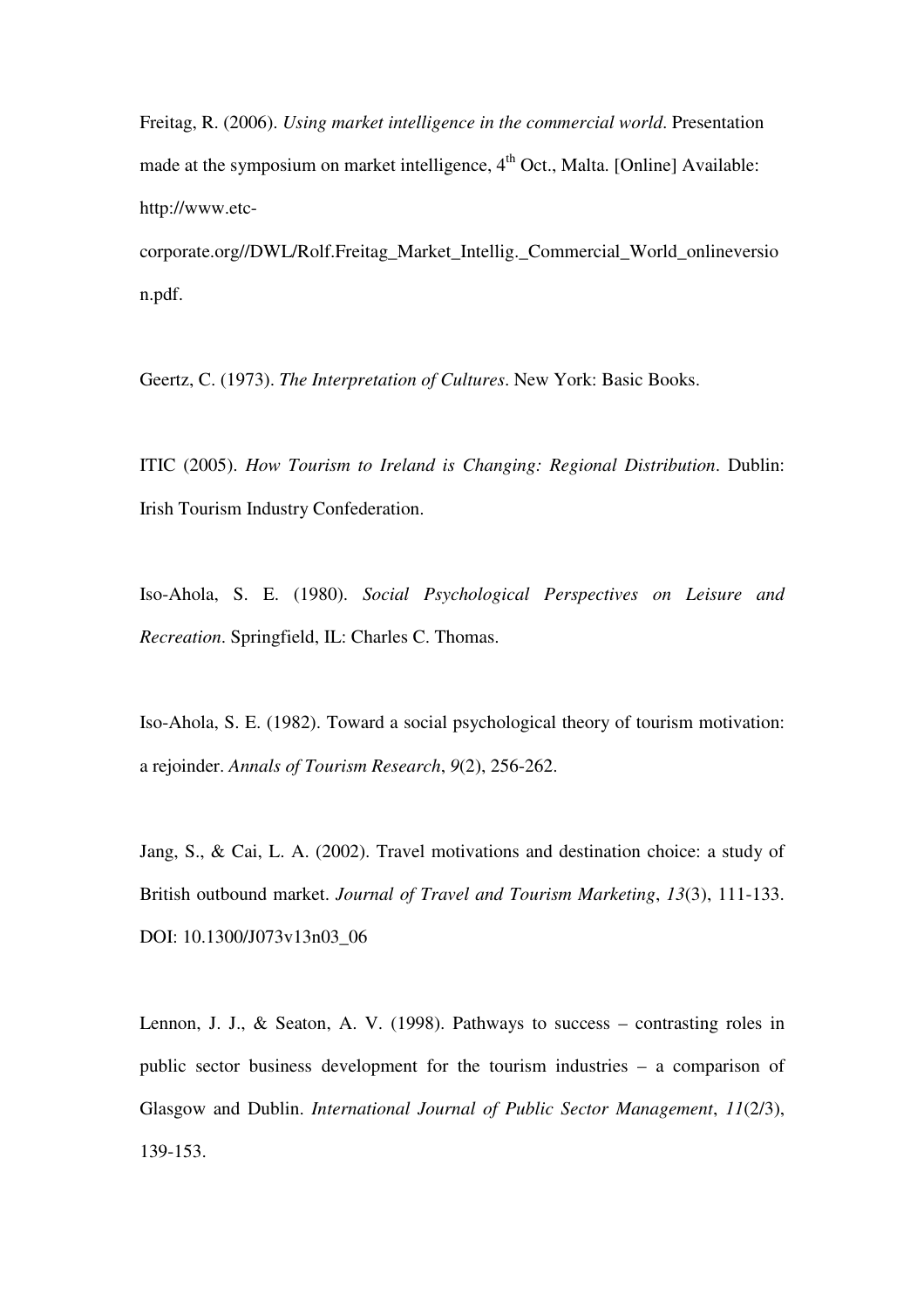Freitag, R. (2006). *Using market intelligence in the commercial world*. Presentation made at the symposium on market intelligence, 4th Oct., Malta. [Online] Available: http://www.etc-corporate.org//DWL/Rolf.Freitag_Market_Intellig._Commercial_World_onlineversion.pdf.

Geertz, C. (1973). *The Interpretation of Cultures*. New York: Basic Books.

ITIC (2005). *How Tourism to Ireland is Changing: Regional Distribution*. Dublin: Irish Tourism Industry Confederation.

Iso-Ahola, S. E. (1980). *Social Psychological Perspectives on Leisure and Recreation*. Springfield, IL: Charles C. Thomas.

Iso-Ahola, S. E. (1982). Toward a social psychological theory of tourism motivation: a rejoinder. *Annals of Tourism Research*, *9*(2), 256-262.

Jang, S., & Cai, L. A. (2002). Travel motivations and destination choice: a study of British outbound market. *Journal of Travel and Tourism Marketing*, *13*(3), 111-133. DOI: 10.1300/J073v13n03_06

Lennon, J. J., & Seaton, A. V. (1998). Pathways to success – contrasting roles in public sector business development for the tourism industries – a comparison of Glasgow and Dublin. *International Journal of Public Sector Management*, *11*(2/3), 139-153.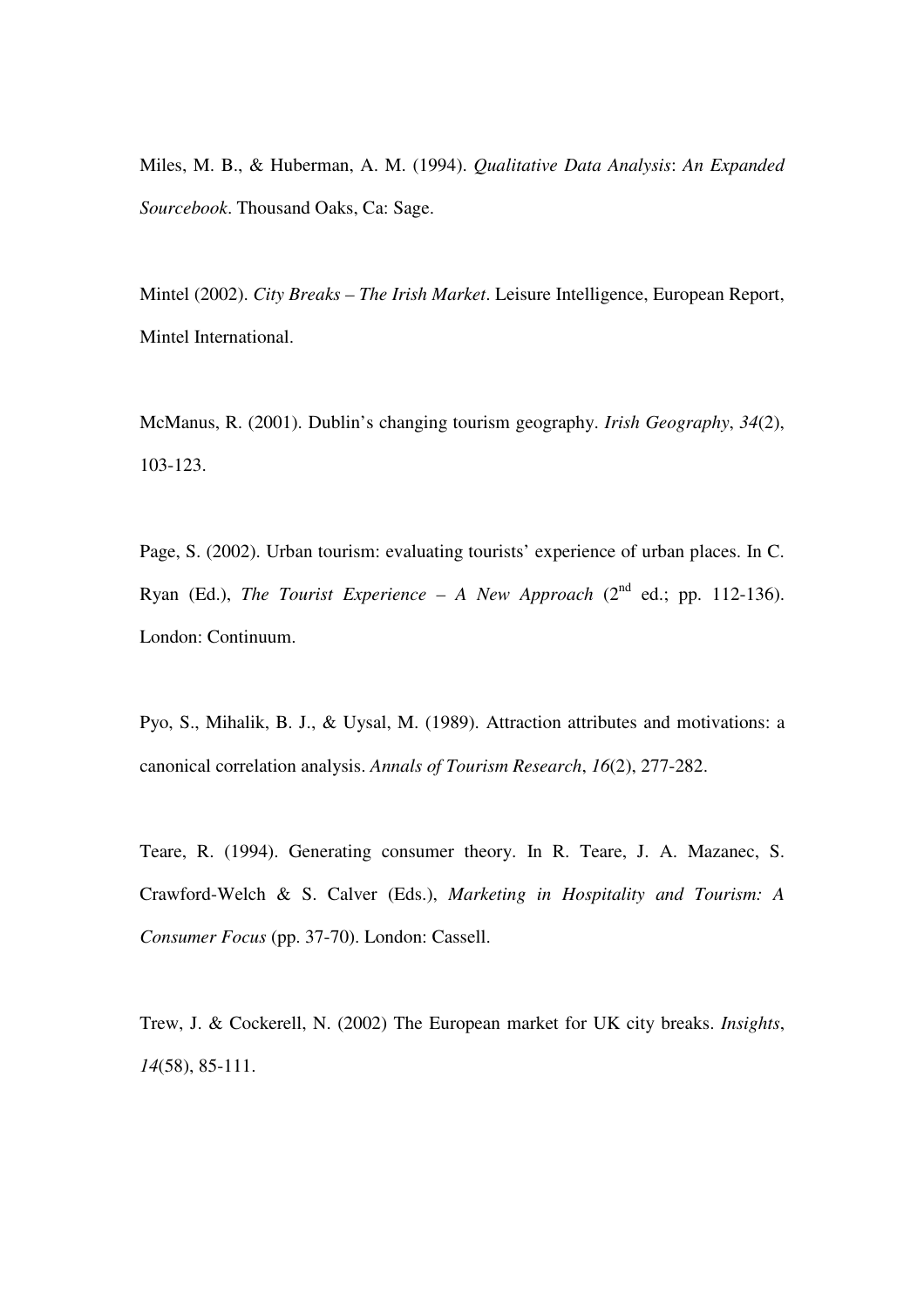Miles, M. B., & Huberman, A. M. (1994). *Qualitative Data Analysis*: *An Expanded Sourcebook*. Thousand Oaks, Ca: Sage.

Mintel (2002). *City Breaks – The Irish Market*. Leisure Intelligence, European Report, Mintel International.

McManus, R. (2001). Dublin's changing tourism geography. *Irish Geography*, *34*(2), 103-123.

Page, S. (2002). Urban tourism: evaluating tourists' experience of urban places. In C. Ryan (Ed.), *The Tourist Experience – A New Approach* (2nd ed.; pp. 112-136). London: Continuum.

Pyo, S., Mihalik, B. J., & Uysal, M. (1989). Attraction attributes and motivations: a canonical correlation analysis. *Annals of Tourism Research*, *16*(2), 277-282.

Teare, R. (1994). Generating consumer theory. In R. Teare, J. A. Mazanec, S. Crawford-Welch & S. Calver (Eds.), *Marketing in Hospitality and Tourism: A Consumer Focus* (pp. 37-70). London: Cassell.

Trew, J. & Cockerell, N. (2002) The European market for UK city breaks. *Insights*, *14*(58), 85-111.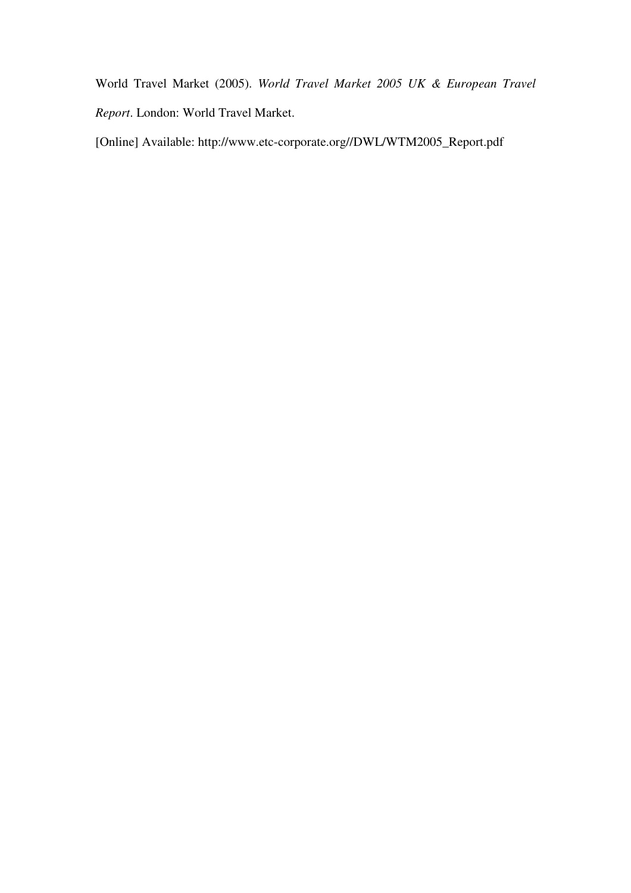World Travel Market (2005). *World Travel Market 2005 UK & European Travel Report*. London: World Travel Market.

[Online] Available: http://www.etc-corporate.org//DWL/WTM2005_Report.pdf